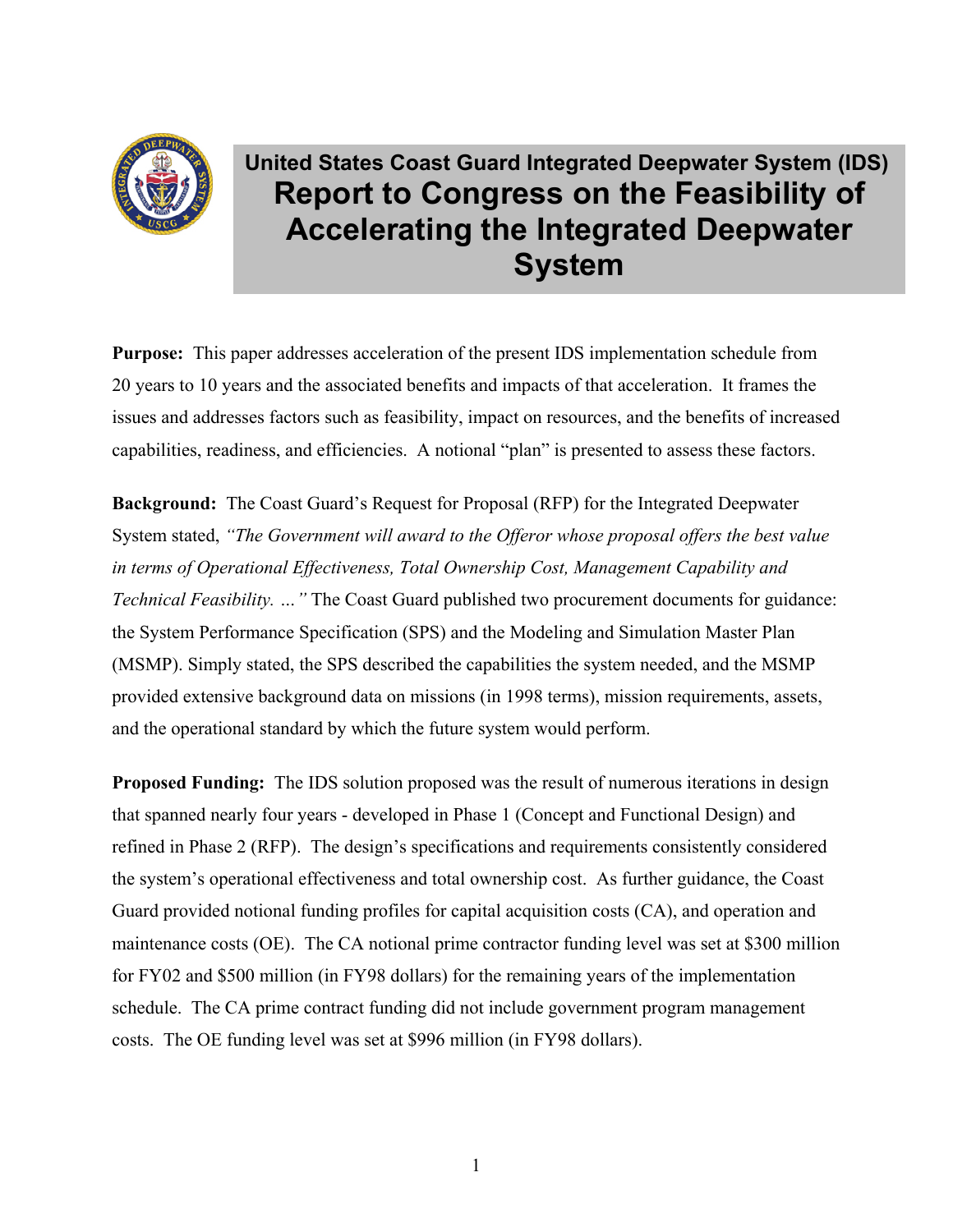## United States Coast Guard Integrated Deepwater System (IDS)

# Report to Congress on the Feasibility of Accelerating the Integrated Deepwater System

**Purpose:** This paper addresses acceleration of the present IDS implementation schedule from 20 years to 10 years and the associated benefits and impacts of that acceleration. It frames the issues and addresses factors such as feasibility, impact on resources, and the benefits of increased capabilities, readiness, and efficiencies. A notional "plan" is presented to assess these factors.

**Background:** The Coast Guard's Request for Proposal (RFP) for the Integrated Deepwater System stated, *"The Government will award to the Offeror whose proposal offers the best value in terms of Operational Effectiveness, Total Ownership Cost, Management Capability and Technical Feasibility. …"* The Coast Guard published two procurement documents for guidance: the System Performance Specification (SPS) and the Modeling and Simulation Master Plan (MSMP). Simply stated, the SPS described the capabilities the system needed, and the MSMP provided extensive background data on missions (in 1998 terms), mission requirements, assets, and the operational standard by which the future system would perform.

**Proposed Funding:** The IDS solution proposed was the result of numerous iterations in design that spanned nearly four years - developed in Phase 1 (Concept and Functional Design) and refined in Phase 2 (RFP). The design's specifications and requirements consistently considered the system's operational effectiveness and total ownership cost. As further guidance, the Coast Guard provided notional funding profiles for capital acquisition costs (CA), and operation and maintenance costs (OE). The CA notional prime contractor funding level was set at $300 million for FY02 and $500 million (in FY98 dollars) for the remaining years of the implementation schedule. The CA prime contract funding did not include government program management costs. The OE funding level was set at $996 million (in FY98 dollars).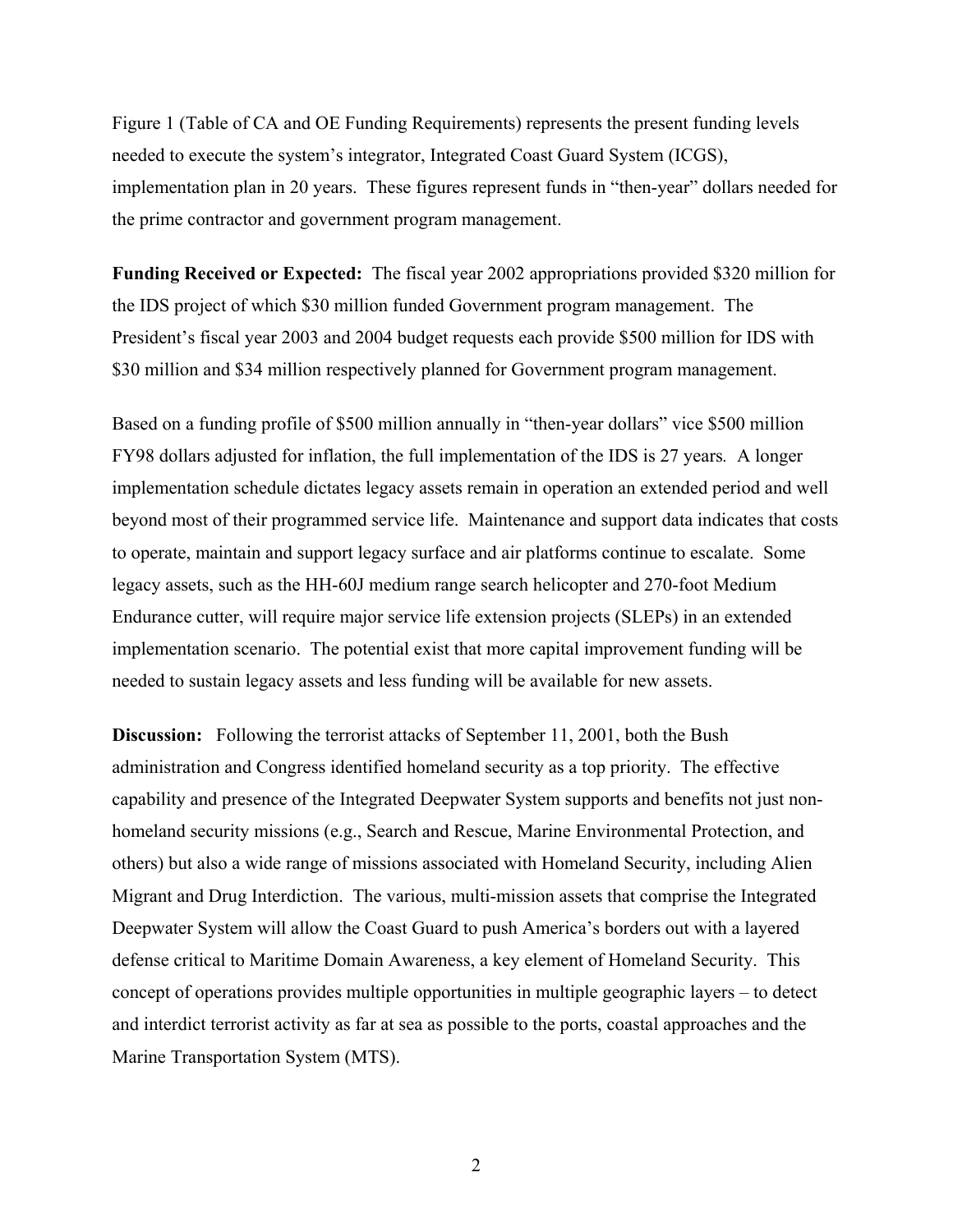Figure 1 (Table of CA and OE Funding Requirements) represents the present funding levels needed to execute the system's integrator, Integrated Coast Guard System (ICGS), implementation plan in 20 years. These figures represent funds in "then-year" dollars needed for the prime contractor and government program management.

**Funding Received or Expected:** The fiscal year 2002 appropriations provided $320 million for the IDS project of which $30 million funded Government program management. The President's fiscal year 2003 and 2004 budget requests each provide $500 million for IDS with $30 million and $34 million respectively planned for Government program management.

Based on a funding profile of $500 million annually in "then-year dollars" vice $500 million FY98 dollars adjusted for inflation, the full implementation of the IDS is 27 years. A longer implementation schedule dictates legacy assets remain in operation an extended period and well beyond most of their programmed service life. Maintenance and support data indicates that costs to operate, maintain and support legacy surface and air platforms continue to escalate. Some legacy assets, such as the HH-60J medium range search helicopter and 270-foot Medium Endurance cutter, will require major service life extension projects (SLEPs) in an extended implementation scenario. The potential exist that more capital improvement funding will be needed to sustain legacy assets and less funding will be available for new assets.

**Discussion:** Following the terrorist attacks of September 11, 2001, both the Bush administration and Congress identified homeland security as a top priority. The effective capability and presence of the Integrated Deepwater System supports and benefits not just non-homeland security missions (e.g., Search and Rescue, Marine Environmental Protection, and others) but also a wide range of missions associated with Homeland Security, including Alien Migrant and Drug Interdiction. The various, multi-mission assets that comprise the Integrated Deepwater System will allow the Coast Guard to push America's borders out with a layered defense critical to Maritime Domain Awareness, a key element of Homeland Security. This concept of operations provides multiple opportunities in multiple geographic layers – to detect and interdict terrorist activity as far at sea as possible to the ports, coastal approaches and the Marine Transportation System (MTS).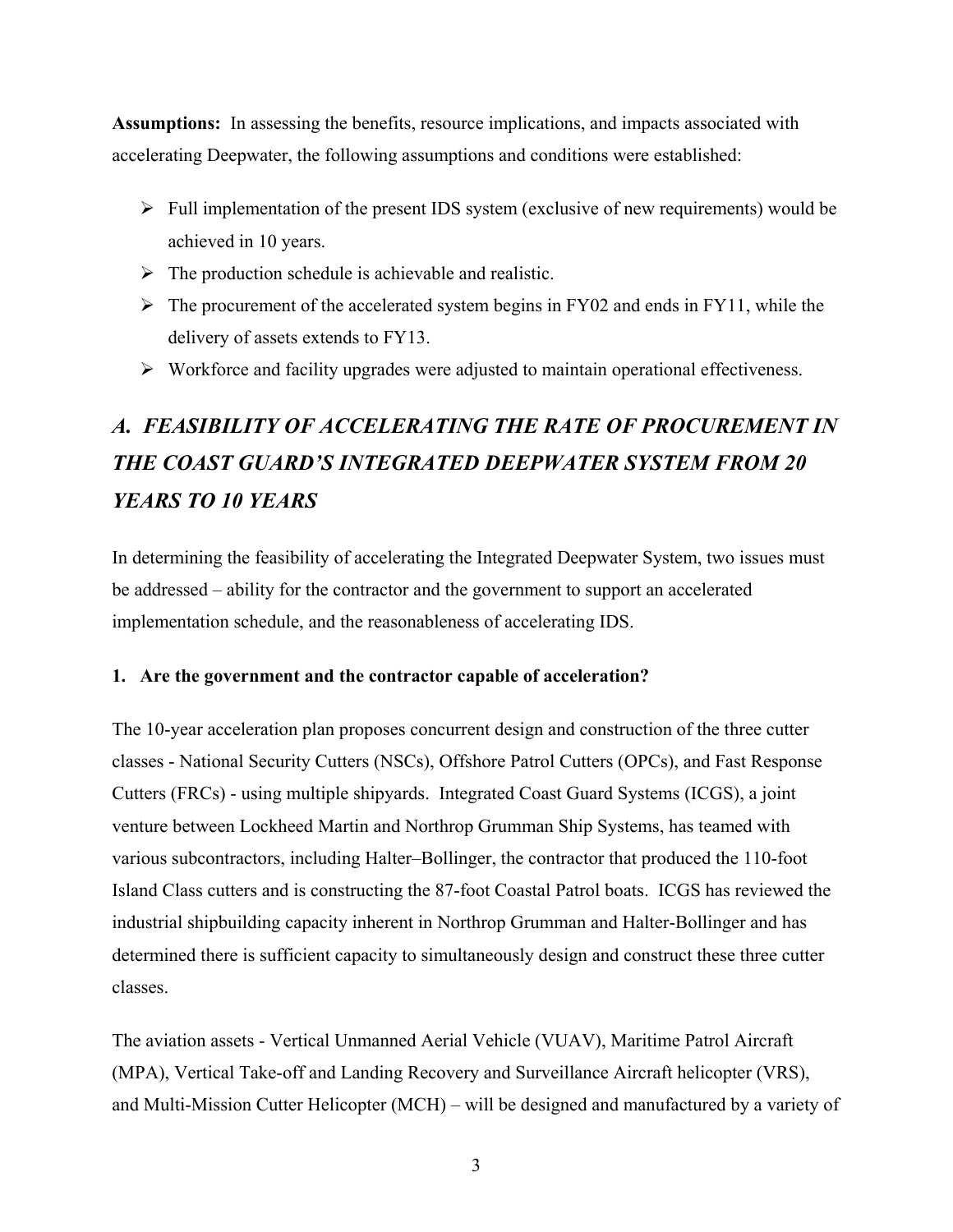**Assumptions:** In assessing the benefits, resource implications, and impacts associated with accelerating Deepwater, the following assumptions and conditions were established:

- Full implementation of the present IDS system (exclusive of new requirements) would be achieved in 10 years.
- The production schedule is achievable and realistic.
- The procurement of the accelerated system begins in FY02 and ends in FY11, while the delivery of assets extends to FY13.
- Workforce and facility upgrades were adjusted to maintain operational effectiveness.

## *A. FEASIBILITY OF ACCELERATING THE RATE OF PROCUREMENT IN THE COAST GUARD'S INTEGRATED DEEPWATER SYSTEM FROM 20 YEARS TO 10 YEARS*

In determining the feasibility of accelerating the Integrated Deepwater System, two issues must be addressed – ability for the contractor and the government to support an accelerated implementation schedule, and the reasonableness of accelerating IDS.

### 1. Are the government and the contractor capable of acceleration?

The 10-year acceleration plan proposes concurrent design and construction of the three cutter classes - National Security Cutters (NSCs), Offshore Patrol Cutters (OPCs), and Fast Response Cutters (FRCs) - using multiple shipyards. Integrated Coast Guard Systems (ICGS), a joint venture between Lockheed Martin and Northrop Grumman Ship Systems, has teamed with various subcontractors, including Halter–Bollinger, the contractor that produced the 110-foot Island Class cutters and is constructing the 87-foot Coastal Patrol boats. ICGS has reviewed the industrial shipbuilding capacity inherent in Northrop Grumman and Halter-Bollinger and has determined there is sufficient capacity to simultaneously design and construct these three cutter classes.

The aviation assets - Vertical Unmanned Aerial Vehicle (VUAV), Maritime Patrol Aircraft (MPA), Vertical Take-off and Landing Recovery and Surveillance Aircraft helicopter (VRS), and Multi-Mission Cutter Helicopter (MCH) – will be designed and manufactured by a variety of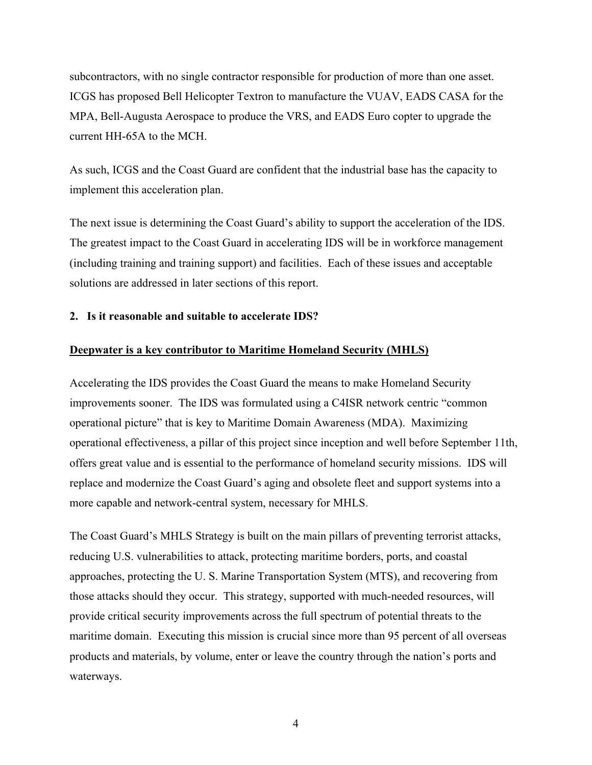subcontractors, with no single contractor responsible for production of more than one asset. ICGS has proposed Bell Helicopter Textron to manufacture the VUAV, EADS CASA for the MPA, Bell-Augusta Aerospace to produce the VRS, and EADS Euro copter to upgrade the current HH-65A to the MCH.

As such, ICGS and the Coast Guard are confident that the industrial base has the capacity to implement this acceleration plan.

The next issue is determining the Coast Guard's ability to support the acceleration of the IDS. The greatest impact to the Coast Guard in accelerating IDS will be in workforce management (including training and training support) and facilities. Each of these issues and acceptable solutions are addressed in later sections of this report.

**2. Is it reasonable and suitable to accelerate IDS?**

**Deepwater is a key contributor to Maritime Homeland Security (MHLS)**

Accelerating the IDS provides the Coast Guard the means to make Homeland Security improvements sooner. The IDS was formulated using a C4ISR network centric "common operational picture" that is key to Maritime Domain Awareness (MDA). Maximizing operational effectiveness, a pillar of this project since inception and well before September 11th, offers great value and is essential to the performance of homeland security missions. IDS will replace and modernize the Coast Guard's aging and obsolete fleet and support systems into a more capable and network-central system, necessary for MHLS.

The Coast Guard's MHLS Strategy is built on the main pillars of preventing terrorist attacks, reducing U.S. vulnerabilities to attack, protecting maritime borders, ports, and coastal approaches, protecting the U. S. Marine Transportation System (MTS), and recovering from those attacks should they occur. This strategy, supported with much-needed resources, will provide critical security improvements across the full spectrum of potential threats to the maritime domain. Executing this mission is crucial since more than 95 percent of all overseas products and materials, by volume, enter or leave the country through the nation's ports and waterways.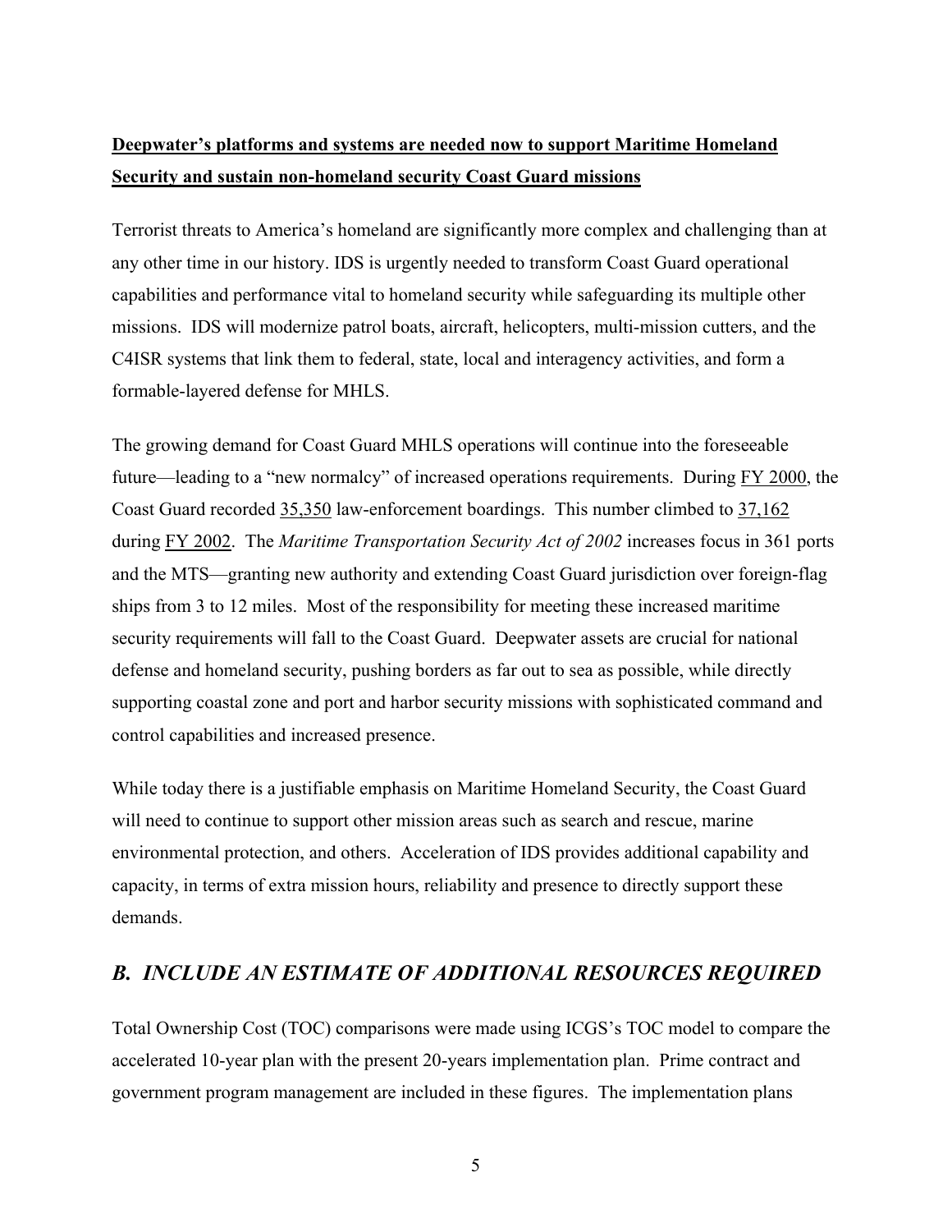**<u>Deepwater's platforms and systems are needed now to support Maritime Homeland Security and sustain non-homeland security Coast Guard missions</u>**

Terrorist threats to America's homeland are significantly more complex and challenging than at any other time in our history. IDS is urgently needed to transform Coast Guard operational capabilities and performance vital to homeland security while safeguarding its multiple other missions. IDS will modernize patrol boats, aircraft, helicopters, multi-mission cutters, and the C4ISR systems that link them to federal, state, local and interagency activities, and form a formable-layered defense for MHLS.

The growing demand for Coast Guard MHLS operations will continue into the foreseeable future—leading to a "new normalcy" of increased operations requirements. During <u>FY 2000</u>, the Coast Guard recorded <u>35,350</u> law-enforcement boardings. This number climbed to <u>37,162</u> during <u>FY 2002</u>. The *Maritime Transportation Security Act of 2002* increases focus in 361 ports and the MTS—granting new authority and extending Coast Guard jurisdiction over foreign-flag ships from 3 to 12 miles. Most of the responsibility for meeting these increased maritime security requirements will fall to the Coast Guard. Deepwater assets are crucial for national defense and homeland security, pushing borders as far out to sea as possible, while directly supporting coastal zone and port and harbor security missions with sophisticated command and control capabilities and increased presence.

While today there is a justifiable emphasis on Maritime Homeland Security, the Coast Guard will need to continue to support other mission areas such as search and rescue, marine environmental protection, and others. Acceleration of IDS provides additional capability and capacity, in terms of extra mission hours, reliability and presence to directly support these demands.

## *B. INCLUDE AN ESTIMATE OF ADDITIONAL RESOURCES REQUIRED*

Total Ownership Cost (TOC) comparisons were made using ICGS's TOC model to compare the accelerated 10-year plan with the present 20-years implementation plan. Prime contract and government program management are included in these figures. The implementation plans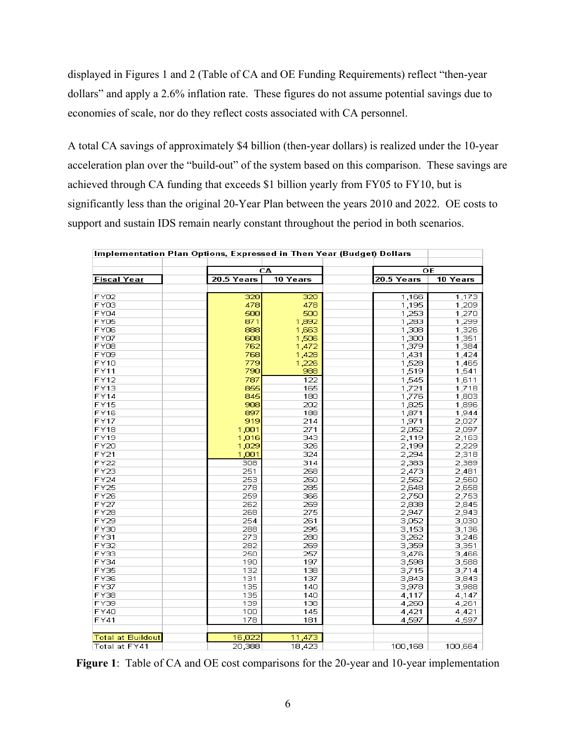displayed in Figures 1 and 2 (Table of CA and OE Funding Requirements) reflect "then-year dollars" and apply a 2.6% inflation rate. These figures do not assume potential savings due to economies of scale, nor do they reflect costs associated with CA personnel.

A total CA savings of approximately $4 billion (then-year dollars) is realized under the 10-year acceleration plan over the "build-out" of the system based on this comparison. These savings are achieved through CA funding that exceeds $1 billion yearly from FY05 to FY10, but is significantly less than the original 20-Year Plan between the years 2010 and 2022. OE costs to support and sustain IDS remain nearly constant throughout the period in both scenarios.

| Implementation Plan Options, Expressed in Then Year (Budget) Dollars | | | | | | |
|---|---|---|---|---|---|---|
| | | CA | | | OE | |
| Fiscal Year | | 20.5 Years | 10 Years | | 20.5 Years | 10 Years |
| FY02 | | 320 | 320 | | 1,166 | 1,173 |
| FY03 | | 478 | 478 | | 1,195 | 1,209 |
| FY04 | | 500 | 500 | | 1,253 | 1,270 |
| FY05 | | 871 | 1,892 | | 1,283 | 1,299 |
| FY06 | | 888 | 1,663 | | 1,308 | 1,326 |
| FY07 | | 608 | 1,506 | | 1,300 | 1,351 |
| FY08 | | 762 | 1,472 | | 1,379 | 1,384 |
| FY09 | | 768 | 1,428 | | 1,431 | 1,424 |
| FY10 | | 779 | 1,226 | | 1,528 | 1,465 |
| FY11 | | 790 | 988 | | 1,519 | 1,541 |
| FY12 | | 787 | 122 | | 1,545 | 1,611 |
| FY13 | | 855 | 165 | | 1,721 | 1,718 |
| FY14 | | 845 | 180 | | 1,776 | 1,803 |
| FY15 | | 908 | 202 | | 1,825 | 1,896 |
| FY16 | | 897 | 188 | | 1,871 | 1,944 |
| FY17 | | 919 | 214 | | 1,971 | 2,027 |
| FY18 | | 1,001 | 271 | | 2,052 | 2,097 |
| FY19 | | 1,016 | 343 | | 2,119 | 2,163 |
| FY20 | | 1,029 | 326 | | 2,199 | 2,229 |
| FY21 | | 1,001 | 324 | | 2,294 | 2,318 |
| FY22 | | 308 | 314 | | 2,383 | 2,389 |
| FY23 | | 251 | 268 | | 2,473 | 2,481 |
| FY24 | | 253 | 260 | | 2,562 | 2,560 |
| FY25 | | 278 | 285 | | 2,648 | 2,658 |
| FY26 | | 259 | 366 | | 2,750 | 2,753 |
| FY27 | | 262 | 269 | | 2,838 | 2,845 |
| FY28 | | 268 | 275 | | 2,947 | 2,943 |
| FY29 | | 254 | 261 | | 3,052 | 3,030 |
| FY30 | | 288 | 295 | | 3,153 | 3,136 |
| FY31 | | 273 | 280 | | 3,262 | 3,246 |
| FY32 | | 282 | 269 | | 3,359 | 3,351 |
| FY33 | | 250 | 257 | | 3,476 | 3,466 |
| FY34 | | 190 | 197 | | 3,598 | 3,588 |
| FY35 | | 132 | 138 | | 3,715 | 3,714 |
| FY36 | | 131 | 137 | | 3,843 | 3,843 |
| FY37 | | 135 | 140 | | 3,978 | 3,988 |
| FY38 | | 135 | 140 | | 4,117 | 4,147 |
| FY39 | | 139 | 138 | | 4,260 | 4,261 |
| FY40 | | 100 | 145 | | 4,421 | 4,421 |
| FY41 | | 178 | 181 | | 4,597 | 4,597 |
| Total at Buildout | | 16,022 | 11,473 | | | |
| Total at FY41 | | 20,388 | 18,423 | | 100,168 | 100,664 |

**Figure 1**: Table of CA and OE cost comparisons for the 20-year and 10-year implementation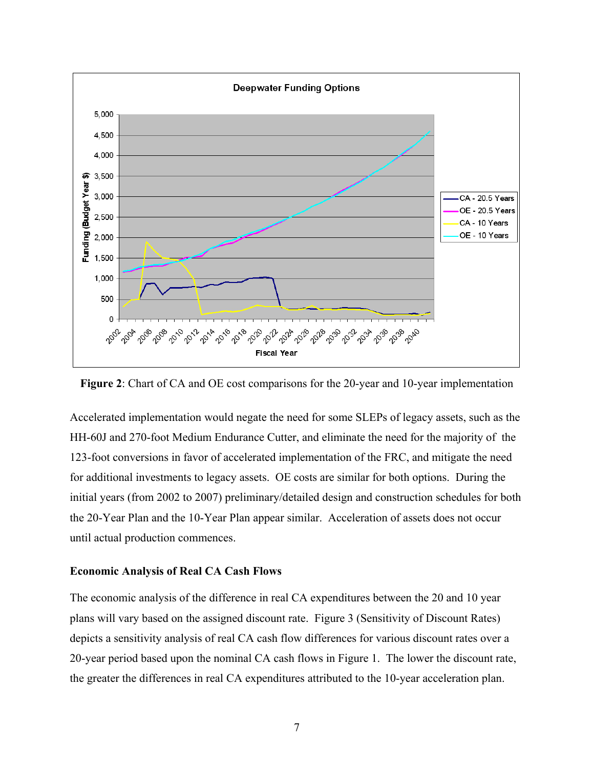**Figure 2**: Chart of CA and OE cost comparisons for the 20-year and 10-year implementation

Accelerated implementation would negate the need for some SLEPs of legacy assets, such as the HH-60J and 270-foot Medium Endurance Cutter, and eliminate the need for the majority of the 123-foot conversions in favor of accelerated implementation of the FRC, and mitigate the need for additional investments to legacy assets. OE costs are similar for both options. During the initial years (from 2002 to 2007) preliminary/detailed design and construction schedules for both the 20-Year Plan and the 10-Year Plan appear similar. Acceleration of assets does not occur until actual production commences.

### Economic Analysis of Real CA Cash Flows

The economic analysis of the difference in real CA expenditures between the 20 and 10 year plans will vary based on the assigned discount rate. Figure 3 (Sensitivity of Discount Rates) depicts a sensitivity analysis of real CA cash flow differences for various discount rates over a 20-year period based upon the nominal CA cash flows in Figure 1. The lower the discount rate, the greater the differences in real CA expenditures attributed to the 10-year acceleration plan.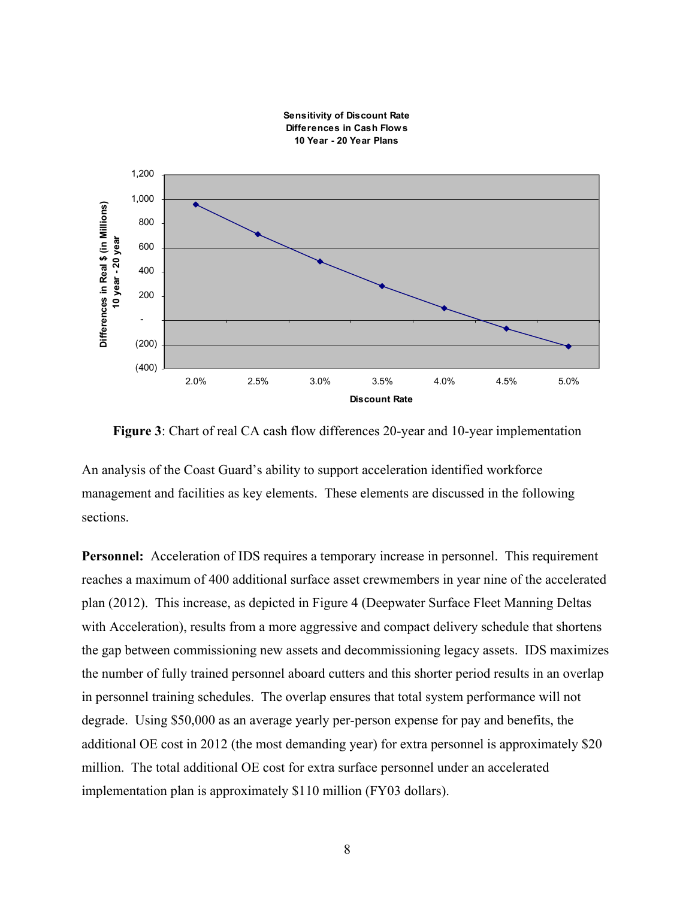**Sensitivity of Discount Rate**
**Differences in Cash Flows**
**10 Year - 20 Year Plans**

**Figure 3**: Chart of real CA cash flow differences 20-year and 10-year implementation

An analysis of the Coast Guard's ability to support acceleration identified workforce management and facilities as key elements. These elements are discussed in the following sections.

**Personnel:** Acceleration of IDS requires a temporary increase in personnel. This requirement reaches a maximum of 400 additional surface asset crewmembers in year nine of the accelerated plan (2012). This increase, as depicted in Figure 4 (Deepwater Surface Fleet Manning Deltas with Acceleration), results from a more aggressive and compact delivery schedule that shortens the gap between commissioning new assets and decommissioning legacy assets. IDS maximizes the number of fully trained personnel aboard cutters and this shorter period results in an overlap in personnel training schedules. The overlap ensures that total system performance will not degrade. Using $50,000 as an average yearly per-person expense for pay and benefits, the additional OE cost in 2012 (the most demanding year) for extra personnel is approximately $20 million. The total additional OE cost for extra surface personnel under an accelerated implementation plan is approximately $110 million (FY03 dollars).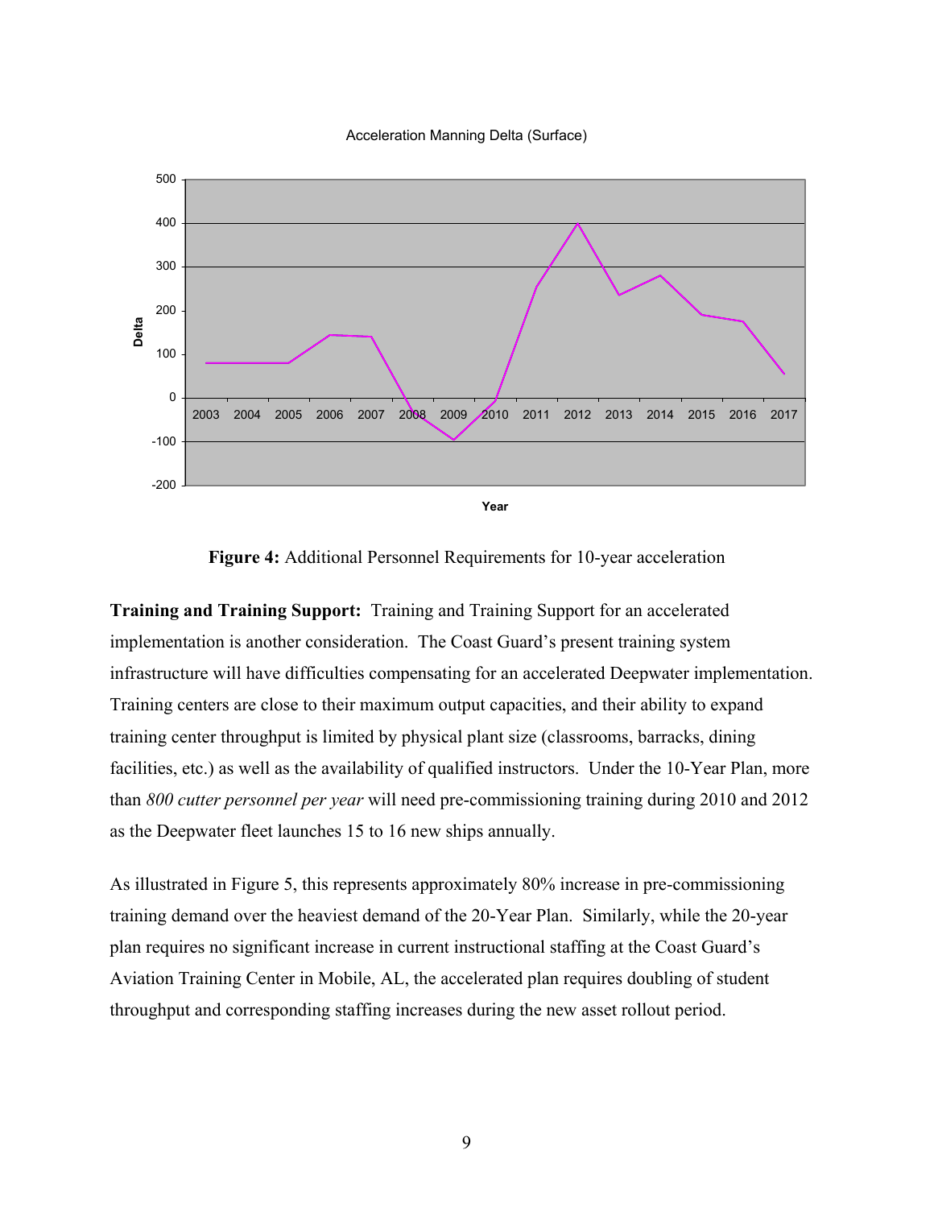Acceleration Manning Delta (Surface)

**Figure 4:** Additional Personnel Requirements for 10-year acceleration

**Training and Training Support:** Training and Training Support for an accelerated implementation is another consideration. The Coast Guard's present training system infrastructure will have difficulties compensating for an accelerated Deepwater implementation. Training centers are close to their maximum output capacities, and their ability to expand training center throughput is limited by physical plant size (classrooms, barracks, dining facilities, etc.) as well as the availability of qualified instructors. Under the 10-Year Plan, more than *800 cutter personnel per year* will need pre-commissioning training during 2010 and 2012 as the Deepwater fleet launches 15 to 16 new ships annually.

As illustrated in Figure 5, this represents approximately 80% increase in pre-commissioning training demand over the heaviest demand of the 20-Year Plan. Similarly, while the 20-year plan requires no significant increase in current instructional staffing at the Coast Guard's Aviation Training Center in Mobile, AL, the accelerated plan requires doubling of student throughput and corresponding staffing increases during the new asset rollout period.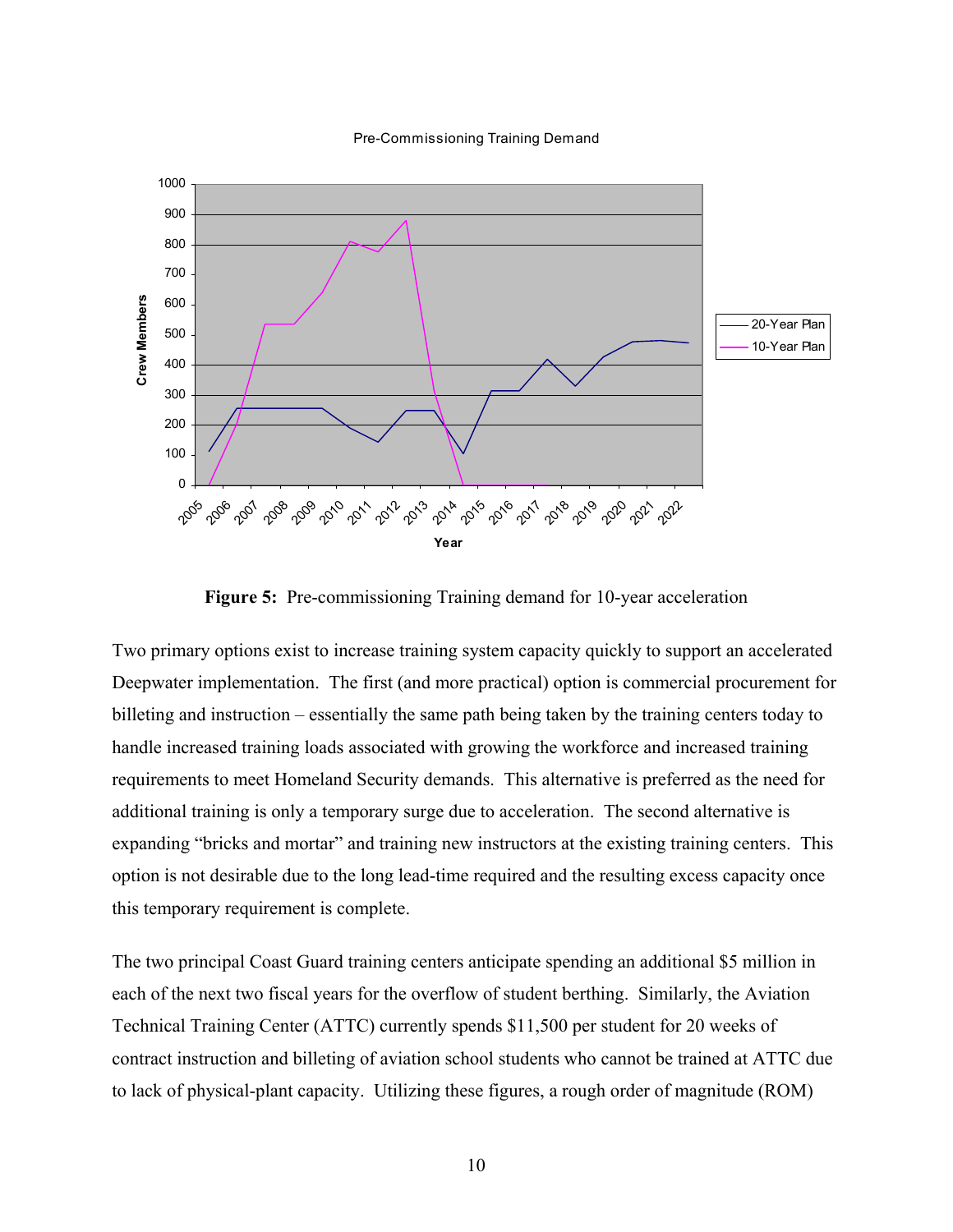**Figure 5:** Pre-commissioning Training demand for 10-year acceleration

Two primary options exist to increase training system capacity quickly to support an accelerated Deepwater implementation. The first (and more practical) option is commercial procurement for billeting and instruction – essentially the same path being taken by the training centers today to handle increased training loads associated with growing the workforce and increased training requirements to meet Homeland Security demands. This alternative is preferred as the need for additional training is only a temporary surge due to acceleration. The second alternative is expanding "bricks and mortar" and training new instructors at the existing training centers. This option is not desirable due to the long lead-time required and the resulting excess capacity once this temporary requirement is complete.

The two principal Coast Guard training centers anticipate spending an additional $5 million in each of the next two fiscal years for the overflow of student berthing. Similarly, the Aviation Technical Training Center (ATTC) currently spends $11,500 per student for 20 weeks of contract instruction and billeting of aviation school students who cannot be trained at ATTC due to lack of physical-plant capacity. Utilizing these figures, a rough order of magnitude (ROM)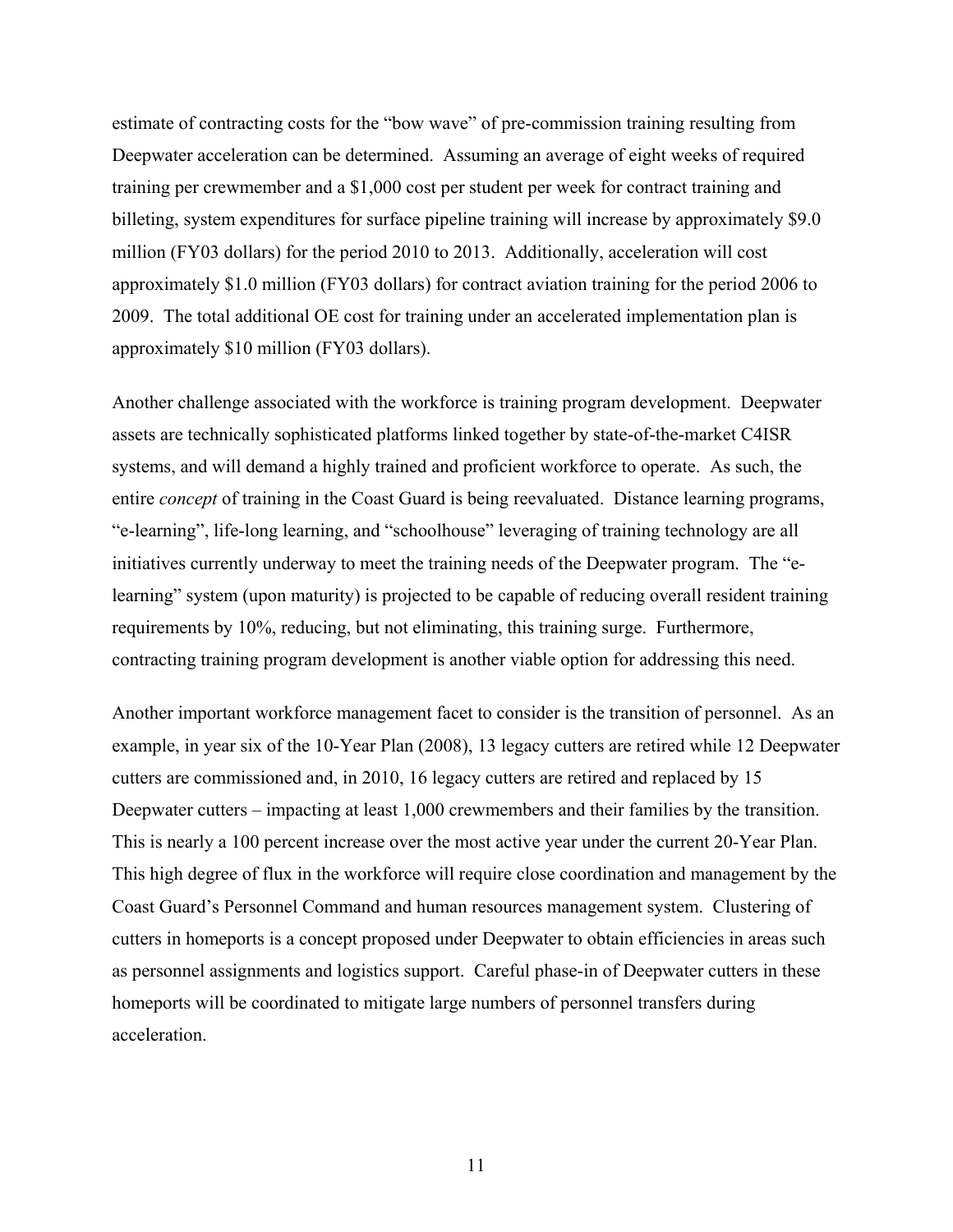estimate of contracting costs for the "bow wave" of pre-commission training resulting from Deepwater acceleration can be determined. Assuming an average of eight weeks of required training per crewmember and a $1,000 cost per student per week for contract training and billeting, system expenditures for surface pipeline training will increase by approximately $9.0 million (FY03 dollars) for the period 2010 to 2013. Additionally, acceleration will cost approximately $1.0 million (FY03 dollars) for contract aviation training for the period 2006 to 2009. The total additional OE cost for training under an accelerated implementation plan is approximately $10 million (FY03 dollars).

Another challenge associated with the workforce is training program development. Deepwater assets are technically sophisticated platforms linked together by state-of-the-market C4ISR systems, and will demand a highly trained and proficient workforce to operate. As such, the entire *concept* of training in the Coast Guard is being reevaluated. Distance learning programs, "e-learning", life-long learning, and "schoolhouse" leveraging of training technology are all initiatives currently underway to meet the training needs of the Deepwater program. The "e-learning" system (upon maturity) is projected to be capable of reducing overall resident training requirements by 10%, reducing, but not eliminating, this training surge. Furthermore, contracting training program development is another viable option for addressing this need.

Another important workforce management facet to consider is the transition of personnel. As an example, in year six of the 10-Year Plan (2008), 13 legacy cutters are retired while 12 Deepwater cutters are commissioned and, in 2010, 16 legacy cutters are retired and replaced by 15 Deepwater cutters – impacting at least 1,000 crewmembers and their families by the transition. This is nearly a 100 percent increase over the most active year under the current 20-Year Plan. This high degree of flux in the workforce will require close coordination and management by the Coast Guard's Personnel Command and human resources management system. Clustering of cutters in homeports is a concept proposed under Deepwater to obtain efficiencies in areas such as personnel assignments and logistics support. Careful phase-in of Deepwater cutters in these homeports will be coordinated to mitigate large numbers of personnel transfers during acceleration.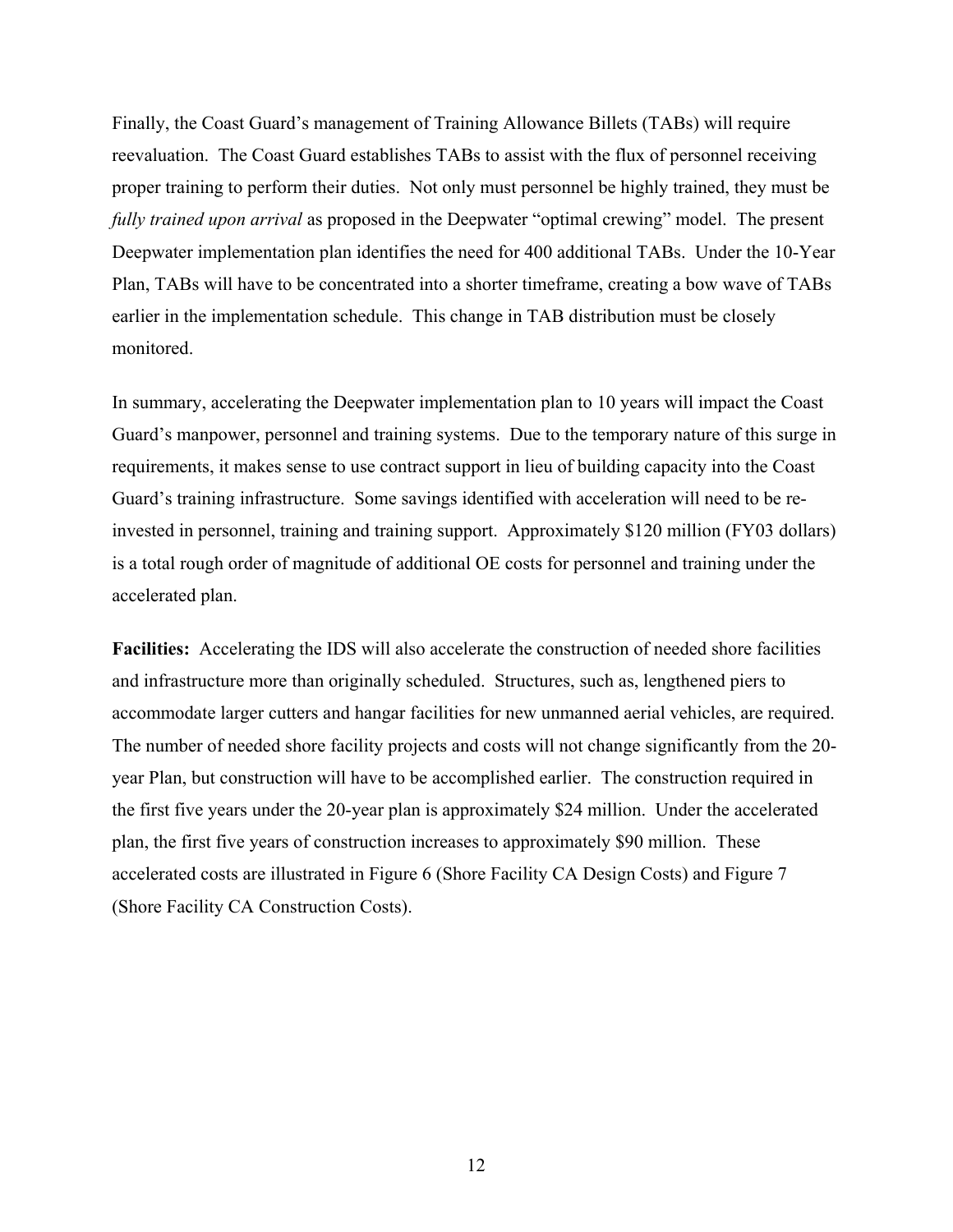Finally, the Coast Guard's management of Training Allowance Billets (TABs) will require reevaluation. The Coast Guard establishes TABs to assist with the flux of personnel receiving proper training to perform their duties. Not only must personnel be highly trained, they must be *fully trained upon arrival* as proposed in the Deepwater "optimal crewing" model. The present Deepwater implementation plan identifies the need for 400 additional TABs. Under the 10-Year Plan, TABs will have to be concentrated into a shorter timeframe, creating a bow wave of TABs earlier in the implementation schedule. This change in TAB distribution must be closely monitored.

In summary, accelerating the Deepwater implementation plan to 10 years will impact the Coast Guard's manpower, personnel and training systems. Due to the temporary nature of this surge in requirements, it makes sense to use contract support in lieu of building capacity into the Coast Guard's training infrastructure. Some savings identified with acceleration will need to be re-invested in personnel, training and training support. Approximately $120 million (FY03 dollars) is a total rough order of magnitude of additional OE costs for personnel and training under the accelerated plan.

**Facilities:** Accelerating the IDS will also accelerate the construction of needed shore facilities and infrastructure more than originally scheduled. Structures, such as, lengthened piers to accommodate larger cutters and hangar facilities for new unmanned aerial vehicles, are required. The number of needed shore facility projects and costs will not change significantly from the 20-year Plan, but construction will have to be accomplished earlier. The construction required in the first five years under the 20-year plan is approximately $24 million. Under the accelerated plan, the first five years of construction increases to approximately $90 million. These accelerated costs are illustrated in Figure 6 (Shore Facility CA Design Costs) and Figure 7 (Shore Facility CA Construction Costs).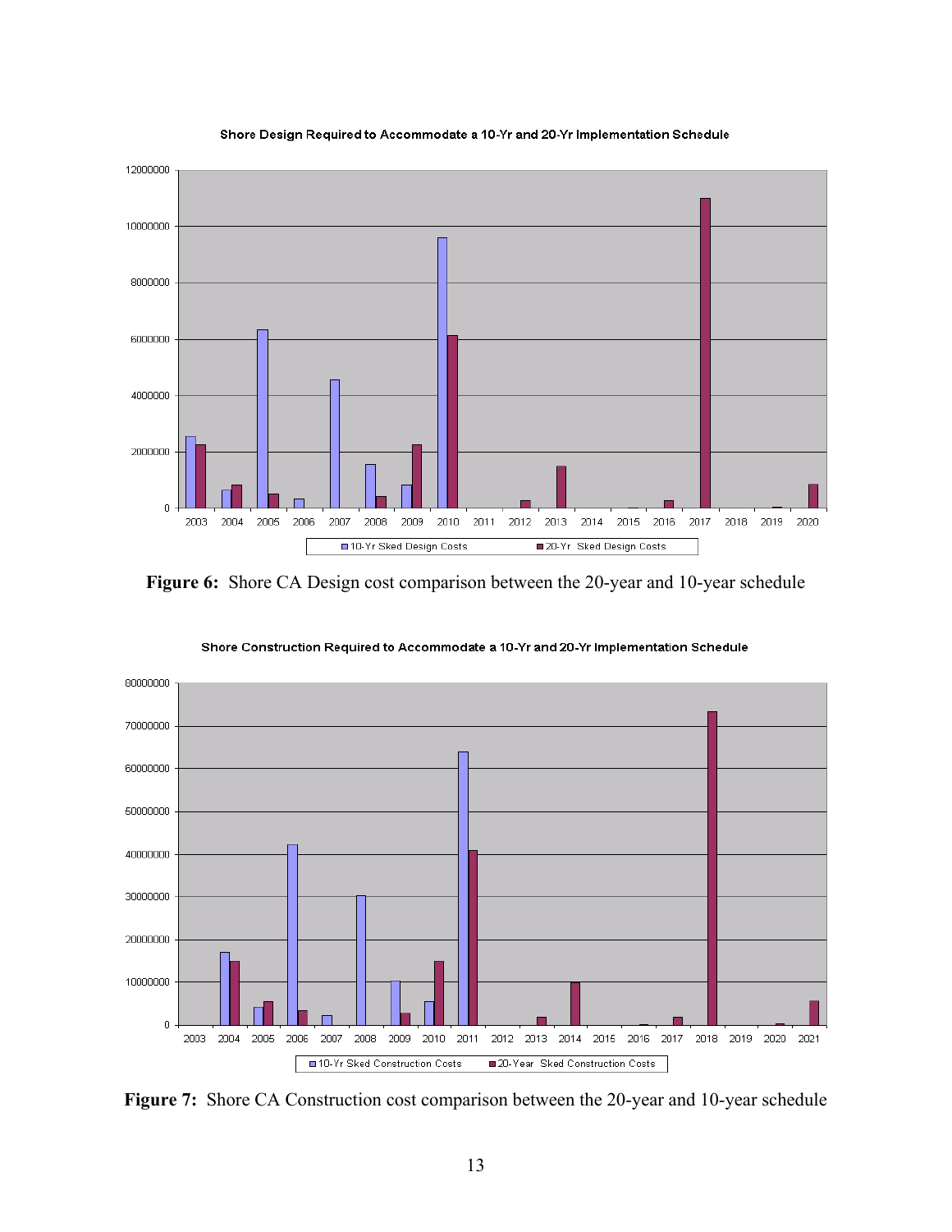Shore Design Required to Accommodate a 10-Yr and 20-Yr Implementation Schedule

**Figure 6:** Shore CA Design cost comparison between the 20-year and 10-year schedule

Shore Construction Required to Accommodate a 10-Yr and 20-Yr Implementation Schedule

**Figure 7:** Shore CA Construction cost comparison between the 20-year and 10-year schedule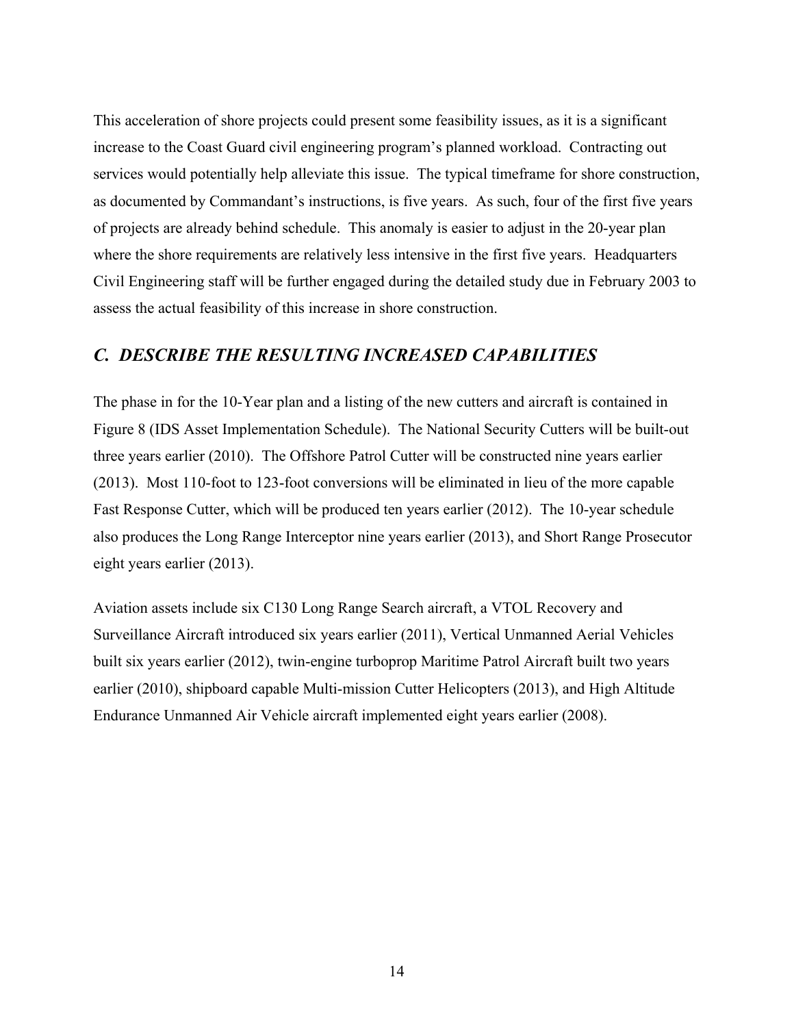This acceleration of shore projects could present some feasibility issues, as it is a significant increase to the Coast Guard civil engineering program's planned workload. Contracting out services would potentially help alleviate this issue. The typical timeframe for shore construction, as documented by Commandant's instructions, is five years. As such, four of the first five years of projects are already behind schedule. This anomaly is easier to adjust in the 20-year plan where the shore requirements are relatively less intensive in the first five years. Headquarters Civil Engineering staff will be further engaged during the detailed study due in February 2003 to assess the actual feasibility of this increase in shore construction.

## *C. DESCRIBE THE RESULTING INCREASED CAPABILITIES*

The phase in for the 10-Year plan and a listing of the new cutters and aircraft is contained in Figure 8 (IDS Asset Implementation Schedule). The National Security Cutters will be built-out three years earlier (2010). The Offshore Patrol Cutter will be constructed nine years earlier (2013). Most 110-foot to 123-foot conversions will be eliminated in lieu of the more capable Fast Response Cutter, which will be produced ten years earlier (2012). The 10-year schedule also produces the Long Range Interceptor nine years earlier (2013), and Short Range Prosecutor eight years earlier (2013).

Aviation assets include six C130 Long Range Search aircraft, a VTOL Recovery and Surveillance Aircraft introduced six years earlier (2011), Vertical Unmanned Aerial Vehicles built six years earlier (2012), twin-engine turboprop Maritime Patrol Aircraft built two years earlier (2010), shipboard capable Multi-mission Cutter Helicopters (2013), and High Altitude Endurance Unmanned Air Vehicle aircraft implemented eight years earlier (2008).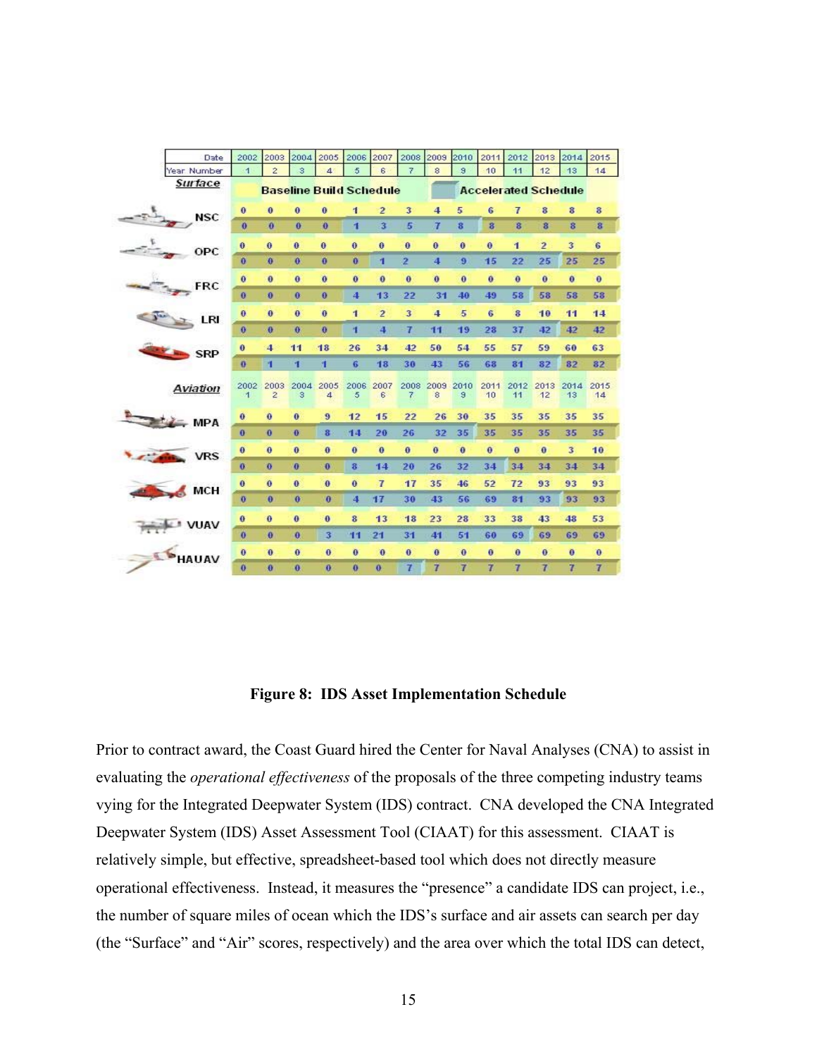| Date | 2002 | 2003 | 2004 | 2005 | 2006 | 2007 | 2008 | 2009 | 2010 | 2011 | 2012 | 2013 | 2014 | 2015 |
|---|---|---|---|---|---|---|---|---|---|---|---|---|---|---|
| Year Number | 1 | 2 | 3 | 4 | 5 | 6 | 7 | 8 | 9 | 10 | 11 | 12 | 13 | 14 |
| ***Surface*** | Baseline Build Schedule | | | | | | | Accelerated Schedule | | | | | | |
| NSC (Baseline) | 0 | 0 | 0 | 0 | 1 | 2 | 3 | 4 | 5 | 6 | 7 | 8 | 8 | 8 |
| NSC (Accelerated) | 0 | 0 | 0 | 0 | 1 | 3 | 5 | 7 | 8 | 8 | 8 | 8 | 8 | 8 |
| OPC (Baseline) | 0 | 0 | 0 | 0 | 0 | 0 | 0 | 0 | 0 | 0 | 1 | 2 | 3 | 6 |
| OPC (Accelerated) | 0 | 0 | 0 | 0 | 0 | 1 | 2 | 4 | 9 | 15 | 22 | 25 | 25 | 25 |
| FRC (Baseline) | 0 | 0 | 0 | 0 | 0 | 0 | 0 | 0 | 0 | 0 | 0 | 0 | 0 | 0 |
| FRC (Accelerated) | 0 | 0 | 0 | 0 | 4 | 13 | 22 | 31 | 40 | 49 | 58 | 58 | 58 | 58 |
| LRI (Baseline) | 0 | 0 | 0 | 0 | 1 | 2 | 3 | 4 | 5 | 6 | 8 | 10 | 11 | 14 |
| LRI (Accelerated) | 0 | 0 | 0 | 0 | 1 | 4 | 7 | 11 | 19 | 28 | 37 | 42 | 42 | 42 |
| SRP (Baseline) | 0 | 4 | 11 | 18 | 26 | 34 | 42 | 50 | 54 | 55 | 57 | 59 | 60 | 63 |
| SRP (Accelerated) | 0 | 1 | 1 | 1 | 6 | 18 | 30 | 43 | 56 | 68 | 81 | 82 | 82 | 82 |
| ***Aviation*** | 2002 1 | 2003 2 | 2004 3 | 2005 4 | 2006 5 | 2007 6 | 2008 7 | 2009 8 | 2010 9 | 2011 10 | 2012 11 | 2013 12 | 2014 13 | 2015 14 |
| MPA (Baseline) | 0 | 0 | 0 | 9 | 12 | 15 | 22 | 26 | 30 | 35 | 35 | 35 | 35 | 35 |
| MPA (Accelerated) | 0 | 0 | 0 | 8 | 14 | 20 | 26 | 32 | 35 | 35 | 35 | 35 | 35 | 35 |
| VRS (Baseline) | 0 | 0 | 0 | 0 | 0 | 0 | 0 | 0 | 0 | 0 | 0 | 0 | 3 | 10 |
| VRS (Accelerated) | 0 | 0 | 0 | 0 | 8 | 14 | 20 | 26 | 32 | 34 | 34 | 34 | 34 | 34 |
| MCH (Baseline) | 0 | 0 | 0 | 0 | 0 | 7 | 17 | 35 | 46 | 52 | 72 | 93 | 93 | 93 |
| MCH (Accelerated) | 0 | 0 | 0 | 0 | 4 | 17 | 30 | 43 | 56 | 69 | 81 | 93 | 93 | 93 |
| VUAV (Baseline) | 0 | 0 | 0 | 0 | 8 | 13 | 18 | 23 | 28 | 33 | 38 | 43 | 48 | 53 |
| VUAV (Accelerated) | 0 | 0 | 0 | 3 | 11 | 21 | 31 | 41 | 51 | 60 | 69 | 69 | 69 | 69 |
| HAUAV (Baseline) | 0 | 0 | 0 | 0 | 0 | 0 | 0 | 0 | 0 | 0 | 0 | 0 | 0 | 0 |
| HAUAV (Accelerated) | 0 | 0 | 0 | 0 | 0 | 0 | 7 | 7 | 7 | 7 | 7 | 7 | 7 | 7 |

**Figure 8: IDS Asset Implementation Schedule**

Prior to contract award, the Coast Guard hired the Center for Naval Analyses (CNA) to assist in evaluating the *operational effectiveness* of the proposals of the three competing industry teams vying for the Integrated Deepwater System (IDS) contract. CNA developed the CNA Integrated Deepwater System (IDS) Asset Assessment Tool (CIAAT) for this assessment. CIAAT is relatively simple, but effective, spreadsheet-based tool which does not directly measure operational effectiveness. Instead, it measures the "presence" a candidate IDS can project, i.e., the number of square miles of ocean which the IDS's surface and air assets can search per day (the "Surface" and "Air" scores, respectively) and the area over which the total IDS can detect,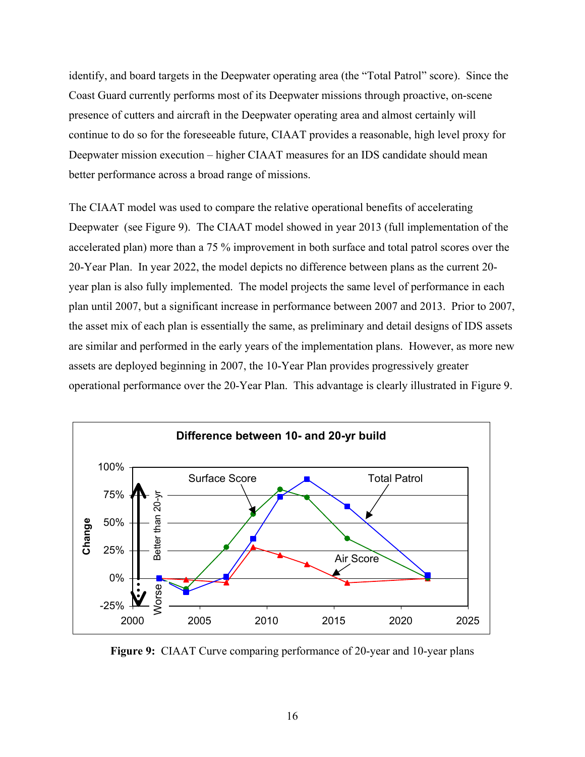identify, and board targets in the Deepwater operating area (the "Total Patrol" score). Since the Coast Guard currently performs most of its Deepwater missions through proactive, on-scene presence of cutters and aircraft in the Deepwater operating area and almost certainly will continue to do so for the foreseeable future, CIAAT provides a reasonable, high level proxy for Deepwater mission execution – higher CIAAT measures for an IDS candidate should mean better performance across a broad range of missions.

The CIAAT model was used to compare the relative operational benefits of accelerating Deepwater (see Figure 9). The CIAAT model showed in year 2013 (full implementation of the accelerated plan) more than a 75 % improvement in both surface and total patrol scores over the 20-Year Plan. In year 2022, the model depicts no difference between plans as the current 20-year plan is also fully implemented. The model projects the same level of performance in each plan until 2007, but a significant increase in performance between 2007 and 2013. Prior to 2007, the asset mix of each plan is essentially the same, as preliminary and detail designs of IDS assets are similar and performed in the early years of the implementation plans. However, as more new assets are deployed beginning in 2007, the 10-Year Plan provides progressively greater operational performance over the 20-Year Plan. This advantage is clearly illustrated in Figure 9.

**Figure 9:** CIAAT Curve comparing performance of 20-year and 10-year plans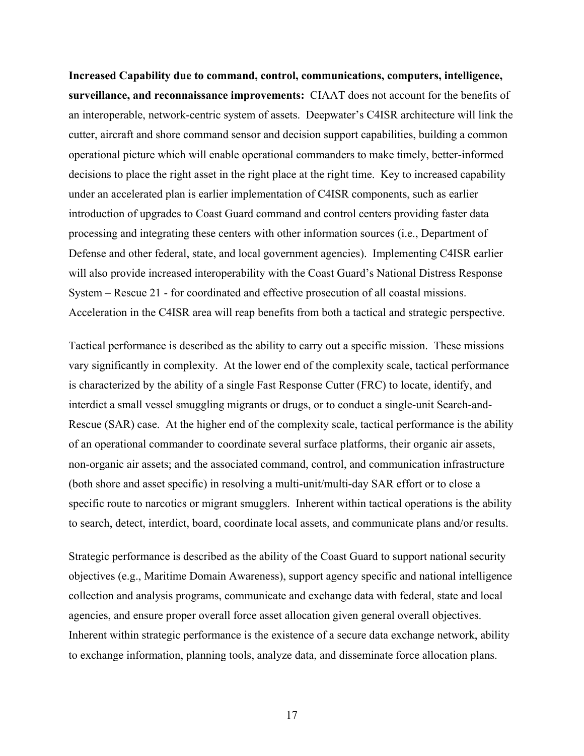**Increased Capability due to command, control, communications, computers, intelligence, surveillance, and reconnaissance improvements:** CIAAT does not account for the benefits of an interoperable, network-centric system of assets. Deepwater's C4ISR architecture will link the cutter, aircraft and shore command sensor and decision support capabilities, building a common operational picture which will enable operational commanders to make timely, better-informed decisions to place the right asset in the right place at the right time. Key to increased capability under an accelerated plan is earlier implementation of C4ISR components, such as earlier introduction of upgrades to Coast Guard command and control centers providing faster data processing and integrating these centers with other information sources (i.e., Department of Defense and other federal, state, and local government agencies). Implementing C4ISR earlier will also provide increased interoperability with the Coast Guard's National Distress Response System – Rescue 21 - for coordinated and effective prosecution of all coastal missions. Acceleration in the C4ISR area will reap benefits from both a tactical and strategic perspective.

Tactical performance is described as the ability to carry out a specific mission. These missions vary significantly in complexity. At the lower end of the complexity scale, tactical performance is characterized by the ability of a single Fast Response Cutter (FRC) to locate, identify, and interdict a small vessel smuggling migrants or drugs, or to conduct a single-unit Search-and-Rescue (SAR) case. At the higher end of the complexity scale, tactical performance is the ability of an operational commander to coordinate several surface platforms, their organic air assets, non-organic air assets; and the associated command, control, and communication infrastructure (both shore and asset specific) in resolving a multi-unit/multi-day SAR effort or to close a specific route to narcotics or migrant smugglers. Inherent within tactical operations is the ability to search, detect, interdict, board, coordinate local assets, and communicate plans and/or results.

Strategic performance is described as the ability of the Coast Guard to support national security objectives (e.g., Maritime Domain Awareness), support agency specific and national intelligence collection and analysis programs, communicate and exchange data with federal, state and local agencies, and ensure proper overall force asset allocation given general overall objectives. Inherent within strategic performance is the existence of a secure data exchange network, ability to exchange information, planning tools, analyze data, and disseminate force allocation plans.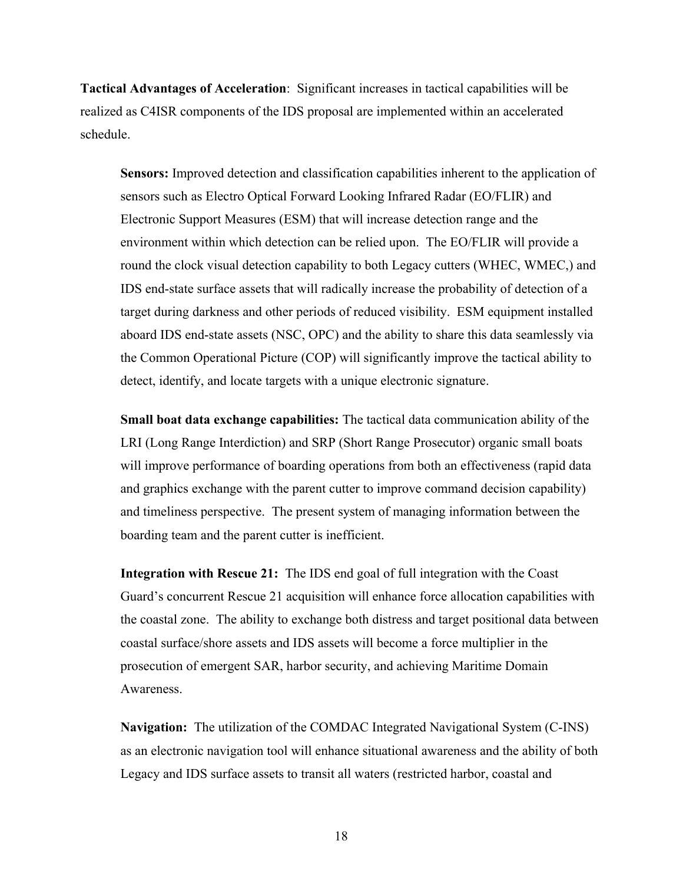**Tactical Advantages of Acceleration**: Significant increases in tactical capabilities will be realized as C4ISR components of the IDS proposal are implemented within an accelerated schedule.

**Sensors:** Improved detection and classification capabilities inherent to the application of sensors such as Electro Optical Forward Looking Infrared Radar (EO/FLIR) and Electronic Support Measures (ESM) that will increase detection range and the environment within which detection can be relied upon. The EO/FLIR will provide a round the clock visual detection capability to both Legacy cutters (WHEC, WMEC,) and IDS end-state surface assets that will radically increase the probability of detection of a target during darkness and other periods of reduced visibility. ESM equipment installed aboard IDS end-state assets (NSC, OPC) and the ability to share this data seamlessly via the Common Operational Picture (COP) will significantly improve the tactical ability to detect, identify, and locate targets with a unique electronic signature.

**Small boat data exchange capabilities:** The tactical data communication ability of the LRI (Long Range Interdiction) and SRP (Short Range Prosecutor) organic small boats will improve performance of boarding operations from both an effectiveness (rapid data and graphics exchange with the parent cutter to improve command decision capability) and timeliness perspective. The present system of managing information between the boarding team and the parent cutter is inefficient.

**Integration with Rescue 21:** The IDS end goal of full integration with the Coast Guard's concurrent Rescue 21 acquisition will enhance force allocation capabilities with the coastal zone. The ability to exchange both distress and target positional data between coastal surface/shore assets and IDS assets will become a force multiplier in the prosecution of emergent SAR, harbor security, and achieving Maritime Domain Awareness.

**Navigation:** The utilization of the COMDAC Integrated Navigational System (C-INS) as an electronic navigation tool will enhance situational awareness and the ability of both Legacy and IDS surface assets to transit all waters (restricted harbor, coastal and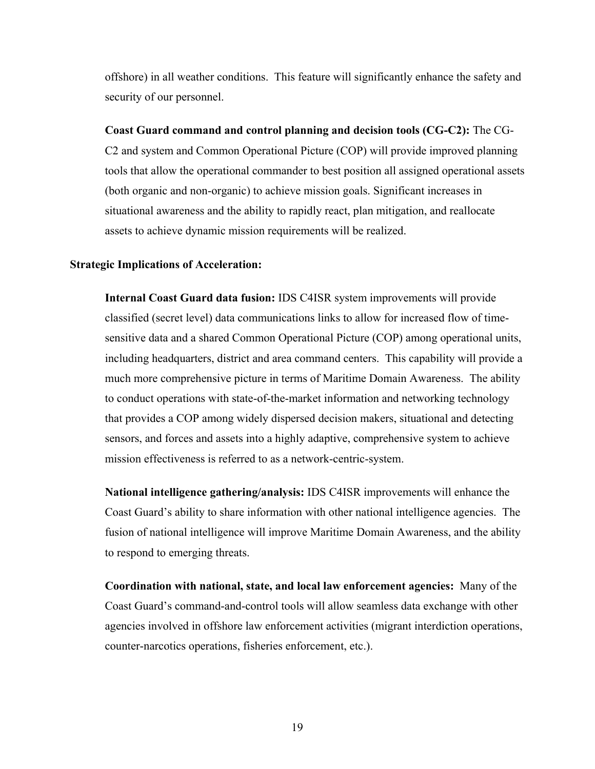offshore) in all weather conditions. This feature will significantly enhance the safety and security of our personnel.

**Coast Guard command and control planning and decision tools (CG-C2):** The CG-C2 and system and Common Operational Picture (COP) will provide improved planning tools that allow the operational commander to best position all assigned operational assets (both organic and non-organic) to achieve mission goals. Significant increases in situational awareness and the ability to rapidly react, plan mitigation, and reallocate assets to achieve dynamic mission requirements will be realized.

**Strategic Implications of Acceleration:**

**Internal Coast Guard data fusion:** IDS C4ISR system improvements will provide classified (secret level) data communications links to allow for increased flow of time-sensitive data and a shared Common Operational Picture (COP) among operational units, including headquarters, district and area command centers. This capability will provide a much more comprehensive picture in terms of Maritime Domain Awareness. The ability to conduct operations with state-of-the-market information and networking technology that provides a COP among widely dispersed decision makers, situational and detecting sensors, and forces and assets into a highly adaptive, comprehensive system to achieve mission effectiveness is referred to as a network-centric-system.

**National intelligence gathering/analysis:** IDS C4ISR improvements will enhance the Coast Guard's ability to share information with other national intelligence agencies. The fusion of national intelligence will improve Maritime Domain Awareness, and the ability to respond to emerging threats.

**Coordination with national, state, and local law enforcement agencies:** Many of the Coast Guard's command-and-control tools will allow seamless data exchange with other agencies involved in offshore law enforcement activities (migrant interdiction operations, counter-narcotics operations, fisheries enforcement, etc.).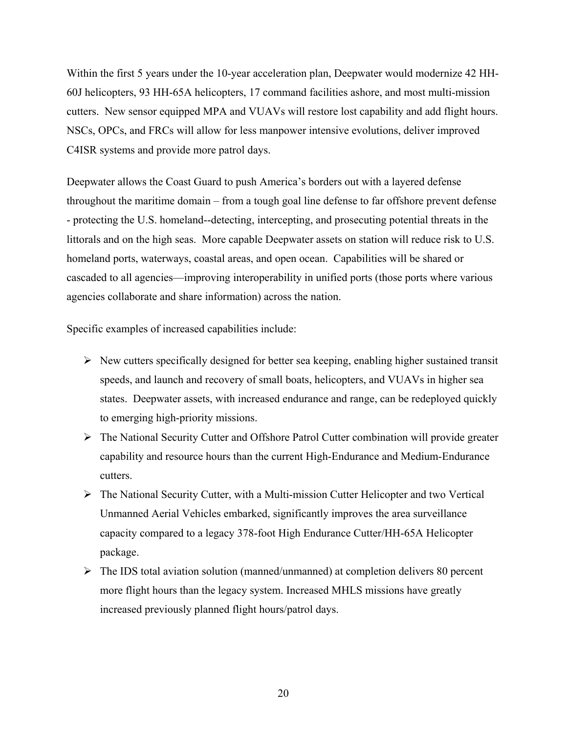Within the first 5 years under the 10-year acceleration plan, Deepwater would modernize 42 HH-60J helicopters, 93 HH-65A helicopters, 17 command facilities ashore, and most multi-mission cutters. New sensor equipped MPA and VUAVs will restore lost capability and add flight hours. NSCs, OPCs, and FRCs will allow for less manpower intensive evolutions, deliver improved C4ISR systems and provide more patrol days.

Deepwater allows the Coast Guard to push America's borders out with a layered defense throughout the maritime domain – from a tough goal line defense to far offshore prevent defense - protecting the U.S. homeland--detecting, intercepting, and prosecuting potential threats in the littorals and on the high seas. More capable Deepwater assets on station will reduce risk to U.S. homeland ports, waterways, coastal areas, and open ocean. Capabilities will be shared or cascaded to all agencies—improving interoperability in unified ports (those ports where various agencies collaborate and share information) across the nation.

Specific examples of increased capabilities include:

- New cutters specifically designed for better sea keeping, enabling higher sustained transit speeds, and launch and recovery of small boats, helicopters, and VUAVs in higher sea states. Deepwater assets, with increased endurance and range, can be redeployed quickly to emerging high-priority missions.
- The National Security Cutter and Offshore Patrol Cutter combination will provide greater capability and resource hours than the current High-Endurance and Medium-Endurance cutters.
- The National Security Cutter, with a Multi-mission Cutter Helicopter and two Vertical Unmanned Aerial Vehicles embarked, significantly improves the area surveillance capacity compared to a legacy 378-foot High Endurance Cutter/HH-65A Helicopter package.
- The IDS total aviation solution (manned/unmanned) at completion delivers 80 percent more flight hours than the legacy system. Increased MHLS missions have greatly increased previously planned flight hours/patrol days.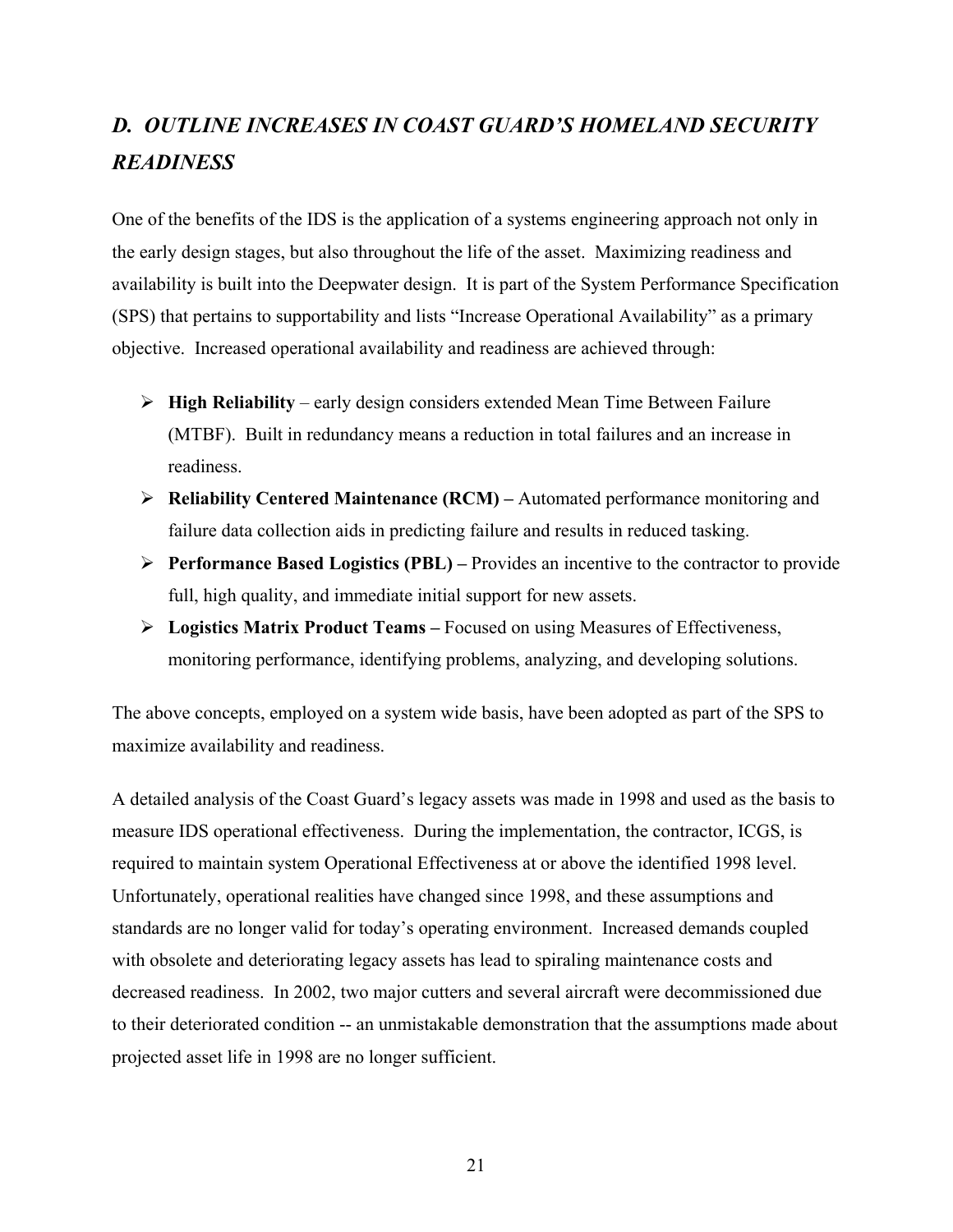## *D. OUTLINE INCREASES IN COAST GUARD'S HOMELAND SECURITY READINESS*

One of the benefits of the IDS is the application of a systems engineering approach not only in the early design stages, but also throughout the life of the asset. Maximizing readiness and availability is built into the Deepwater design. It is part of the System Performance Specification (SPS) that pertains to supportability and lists "Increase Operational Availability" as a primary objective. Increased operational availability and readiness are achieved through:

- **High Reliability** – early design considers extended Mean Time Between Failure (MTBF). Built in redundancy means a reduction in total failures and an increase in readiness.
- **Reliability Centered Maintenance (RCM) –** Automated performance monitoring and failure data collection aids in predicting failure and results in reduced tasking.
- **Performance Based Logistics (PBL) –** Provides an incentive to the contractor to provide full, high quality, and immediate initial support for new assets.
- **Logistics Matrix Product Teams –** Focused on using Measures of Effectiveness, monitoring performance, identifying problems, analyzing, and developing solutions.

The above concepts, employed on a system wide basis, have been adopted as part of the SPS to maximize availability and readiness.

A detailed analysis of the Coast Guard's legacy assets was made in 1998 and used as the basis to measure IDS operational effectiveness. During the implementation, the contractor, ICGS, is required to maintain system Operational Effectiveness at or above the identified 1998 level. Unfortunately, operational realities have changed since 1998, and these assumptions and standards are no longer valid for today's operating environment. Increased demands coupled with obsolete and deteriorating legacy assets has lead to spiraling maintenance costs and decreased readiness. In 2002, two major cutters and several aircraft were decommissioned due to their deteriorated condition -- an unmistakable demonstration that the assumptions made about projected asset life in 1998 are no longer sufficient.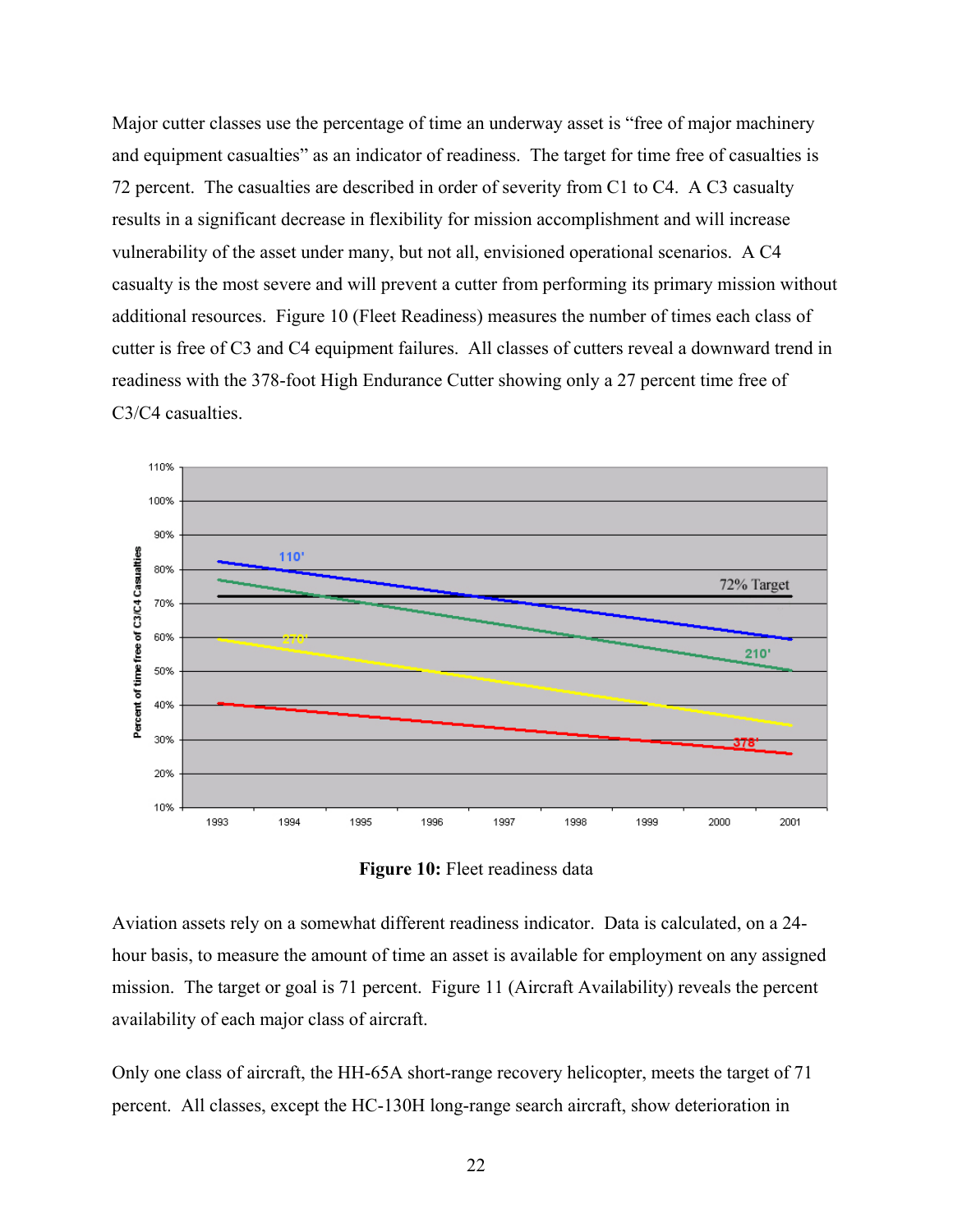Major cutter classes use the percentage of time an underway asset is "free of major machinery and equipment casualties" as an indicator of readiness. The target for time free of casualties is 72 percent. The casualties are described in order of severity from C1 to C4. A C3 casualty results in a significant decrease in flexibility for mission accomplishment and will increase vulnerability of the asset under many, but not all, envisioned operational scenarios. A C4 casualty is the most severe and will prevent a cutter from performing its primary mission without additional resources. Figure 10 (Fleet Readiness) measures the number of times each class of cutter is free of C3 and C4 equipment failures. All classes of cutters reveal a downward trend in readiness with the 378-foot High Endurance Cutter showing only a 27 percent time free of C3/C4 casualties.

**Figure 10:** Fleet readiness data

Aviation assets rely on a somewhat different readiness indicator. Data is calculated, on a 24-hour basis, to measure the amount of time an asset is available for employment on any assigned mission. The target or goal is 71 percent. Figure 11 (Aircraft Availability) reveals the percent availability of each major class of aircraft.

Only one class of aircraft, the HH-65A short-range recovery helicopter, meets the target of 71 percent. All classes, except the HC-130H long-range search aircraft, show deterioration in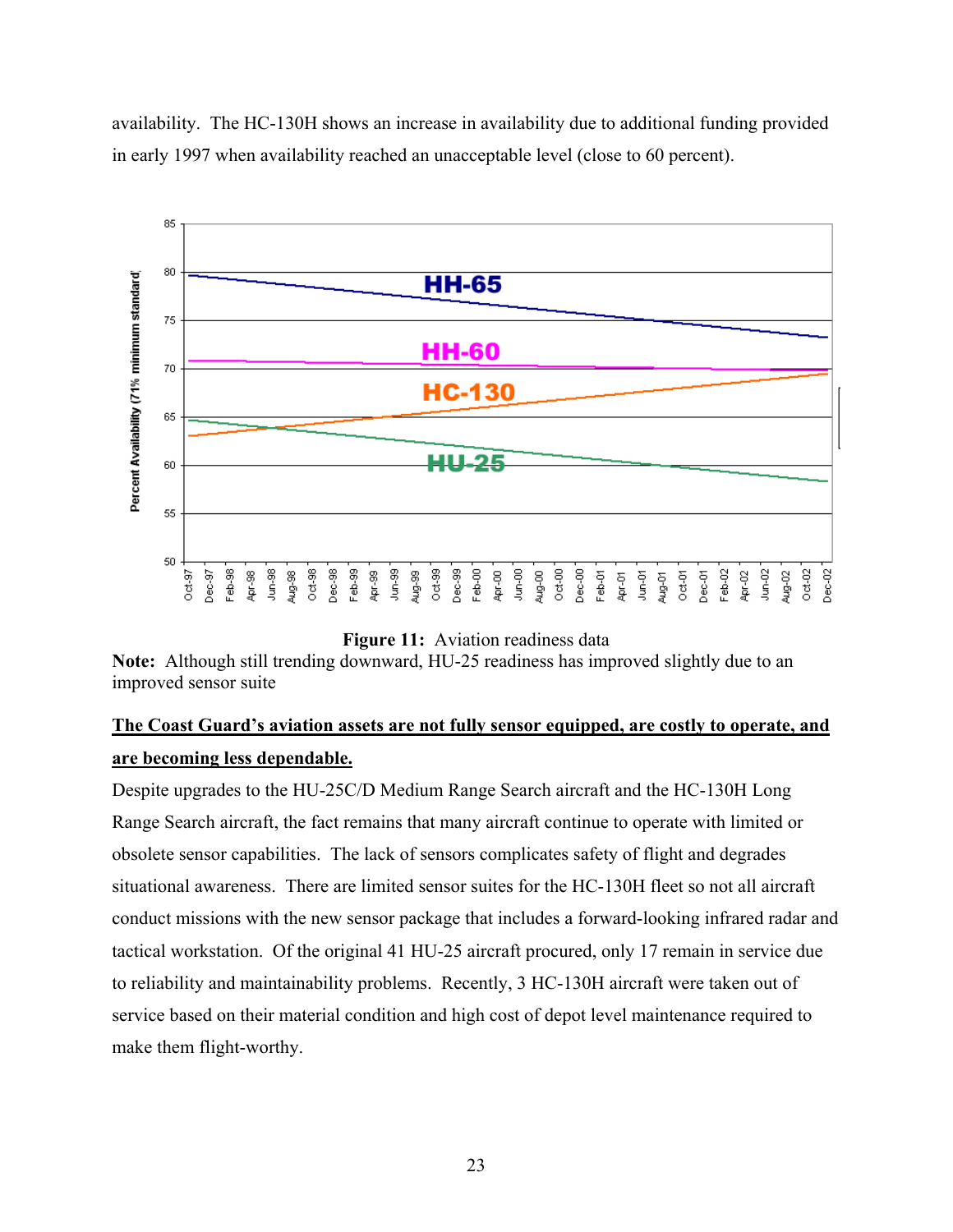availability. The HC-130H shows an increase in availability due to additional funding provided in early 1997 when availability reached an unacceptable level (close to 60 percent).

**Figure 11:** Aviation readiness data

**Note:** Although still trending downward, HU-25 readiness has improved slightly due to an improved sensor suite

**The Coast Guard's aviation assets are not fully sensor equipped, are costly to operate, and are becoming less dependable.**

Despite upgrades to the HU-25C/D Medium Range Search aircraft and the HC-130H Long Range Search aircraft, the fact remains that many aircraft continue to operate with limited or obsolete sensor capabilities. The lack of sensors complicates safety of flight and degrades situational awareness. There are limited sensor suites for the HC-130H fleet so not all aircraft conduct missions with the new sensor package that includes a forward-looking infrared radar and tactical workstation. Of the original 41 HU-25 aircraft procured, only 17 remain in service due to reliability and maintainability problems. Recently, 3 HC-130H aircraft were taken out of service based on their material condition and high cost of depot level maintenance required to make them flight-worthy.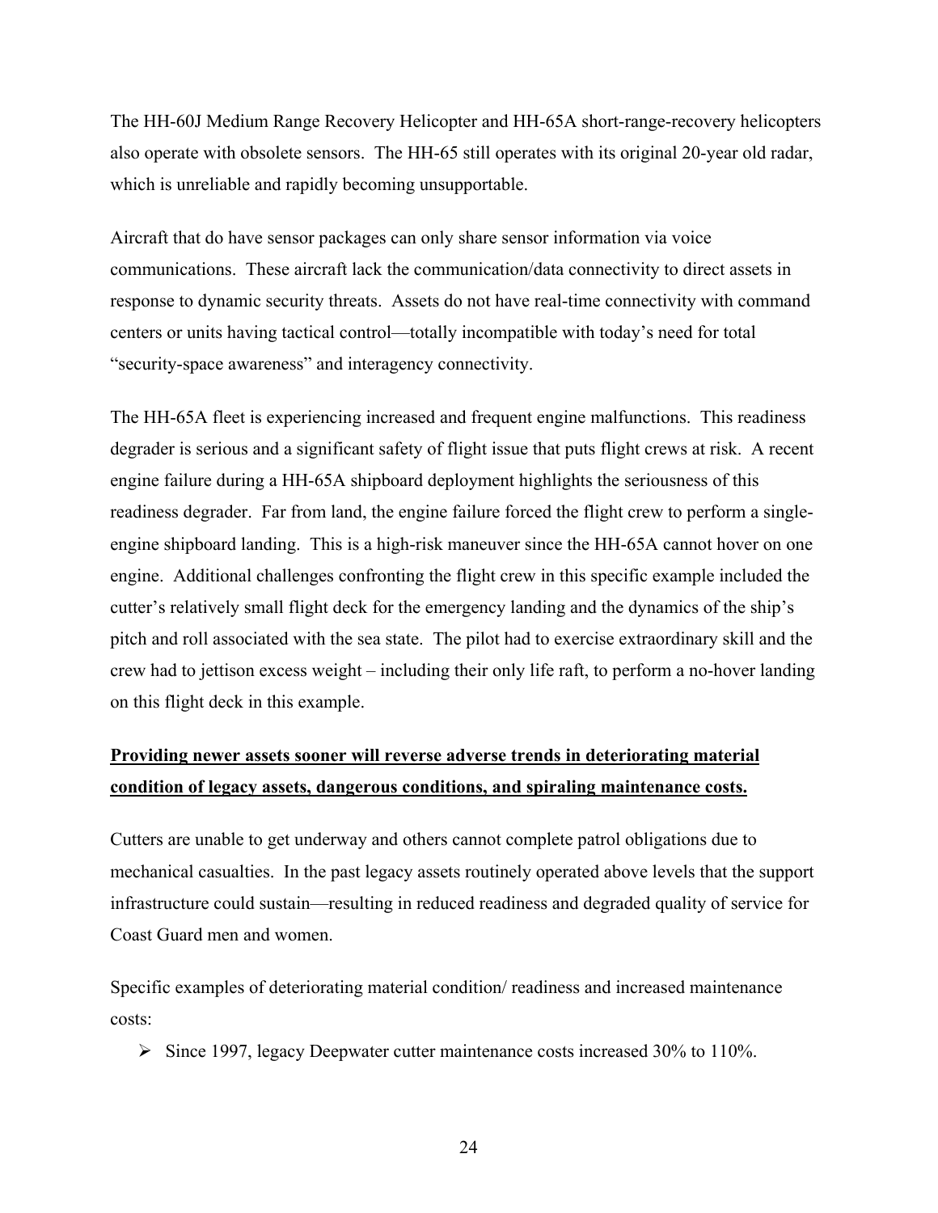The HH-60J Medium Range Recovery Helicopter and HH-65A short-range-recovery helicopters also operate with obsolete sensors. The HH-65 still operates with its original 20-year old radar, which is unreliable and rapidly becoming unsupportable.

Aircraft that do have sensor packages can only share sensor information via voice communications. These aircraft lack the communication/data connectivity to direct assets in response to dynamic security threats. Assets do not have real-time connectivity with command centers or units having tactical control—totally incompatible with today's need for total "security-space awareness" and interagency connectivity.

The HH-65A fleet is experiencing increased and frequent engine malfunctions. This readiness degrader is serious and a significant safety of flight issue that puts flight crews at risk. A recent engine failure during a HH-65A shipboard deployment highlights the seriousness of this readiness degrader. Far from land, the engine failure forced the flight crew to perform a single-engine shipboard landing. This is a high-risk maneuver since the HH-65A cannot hover on one engine. Additional challenges confronting the flight crew in this specific example included the cutter's relatively small flight deck for the emergency landing and the dynamics of the ship's pitch and roll associated with the sea state. The pilot had to exercise extraordinary skill and the crew had to jettison excess weight – including their only life raft, to perform a no-hover landing on this flight deck in this example.

**Providing newer assets sooner will reverse adverse trends in deteriorating material condition of legacy assets, dangerous conditions, and spiraling maintenance costs.**

Cutters are unable to get underway and others cannot complete patrol obligations due to mechanical casualties. In the past legacy assets routinely operated above levels that the support infrastructure could sustain—resulting in reduced readiness and degraded quality of service for Coast Guard men and women.

Specific examples of deteriorating material condition/ readiness and increased maintenance costs:

- Since 1997, legacy Deepwater cutter maintenance costs increased 30% to 110%.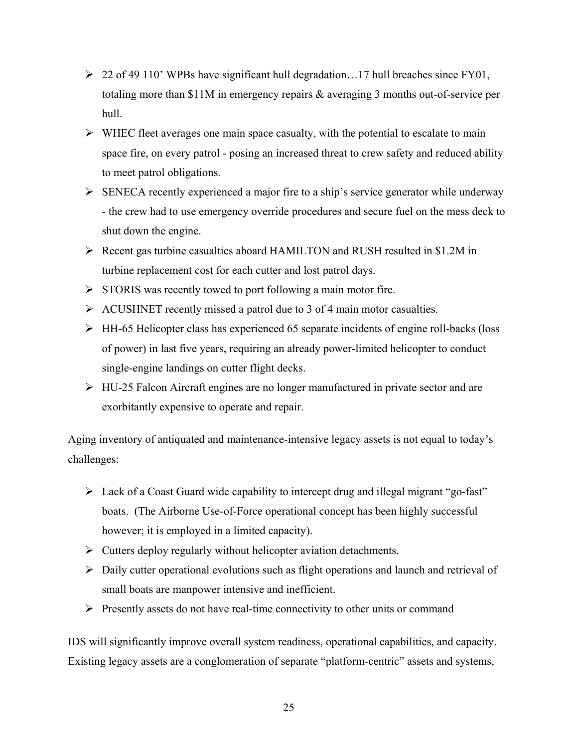- 22 of 49 110' WPBs have significant hull degradation…17 hull breaches since FY01, totaling more than $11M in emergency repairs & averaging 3 months out-of-service per hull.
- WHEC fleet averages one main space casualty, with the potential to escalate to main space fire, on every patrol - posing an increased threat to crew safety and reduced ability to meet patrol obligations.
- SENECA recently experienced a major fire to a ship's service generator while underway - the crew had to use emergency override procedures and secure fuel on the mess deck to shut down the engine.
- Recent gas turbine casualties aboard HAMILTON and RUSH resulted in $1.2M in turbine replacement cost for each cutter and lost patrol days.
- STORIS was recently towed to port following a main motor fire.
- ACUSHNET recently missed a patrol due to 3 of 4 main motor casualties.
- HH-65 Helicopter class has experienced 65 separate incidents of engine roll-backs (loss of power) in last five years, requiring an already power-limited helicopter to conduct single-engine landings on cutter flight decks.
- HU-25 Falcon Aircraft engines are no longer manufactured in private sector and are exorbitantly expensive to operate and repair.

Aging inventory of antiquated and maintenance-intensive legacy assets is not equal to today's challenges:

- Lack of a Coast Guard wide capability to intercept drug and illegal migrant "go-fast" boats. (The Airborne Use-of-Force operational concept has been highly successful however; it is employed in a limited capacity).
- Cutters deploy regularly without helicopter aviation detachments.
- Daily cutter operational evolutions such as flight operations and launch and retrieval of small boats are manpower intensive and inefficient.
- Presently assets do not have real-time connectivity to other units or command

IDS will significantly improve overall system readiness, operational capabilities, and capacity. Existing legacy assets are a conglomeration of separate "platform-centric" assets and systems,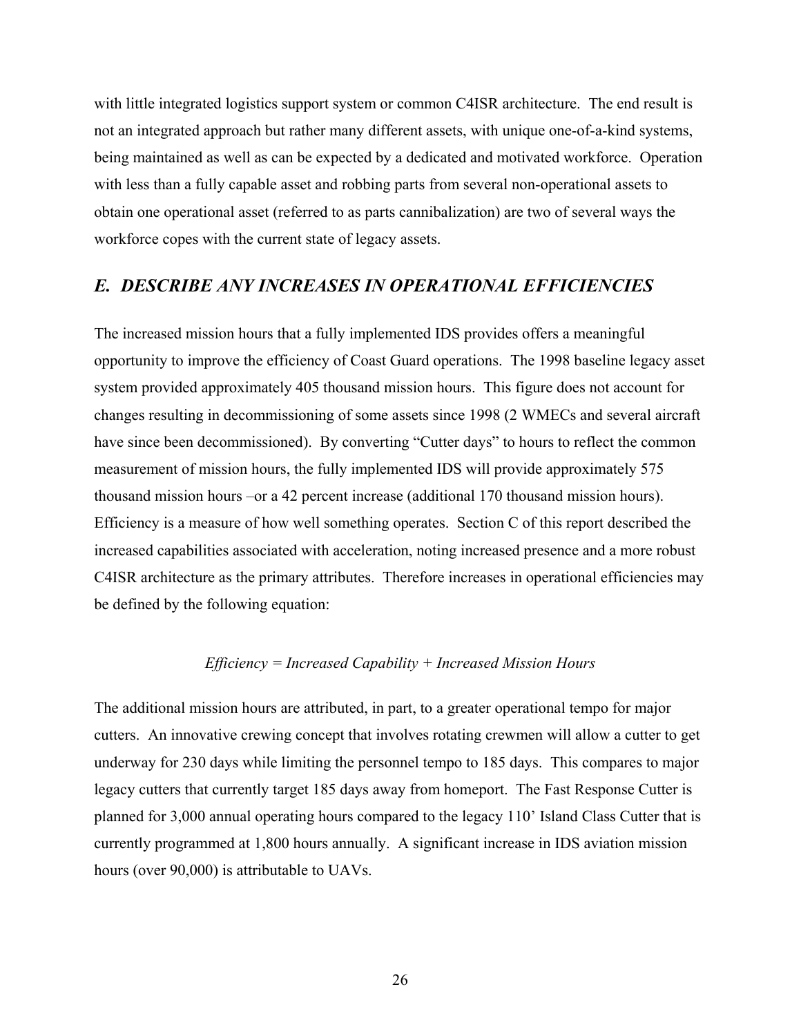with little integrated logistics support system or common C4ISR architecture. The end result is not an integrated approach but rather many different assets, with unique one-of-a-kind systems, being maintained as well as can be expected by a dedicated and motivated workforce. Operation with less than a fully capable asset and robbing parts from several non-operational assets to obtain one operational asset (referred to as parts cannibalization) are two of several ways the workforce copes with the current state of legacy assets.

## *E. DESCRIBE ANY INCREASES IN OPERATIONAL EFFICIENCIES*

The increased mission hours that a fully implemented IDS provides offers a meaningful opportunity to improve the efficiency of Coast Guard operations. The 1998 baseline legacy asset system provided approximately 405 thousand mission hours. This figure does not account for changes resulting in decommissioning of some assets since 1998 (2 WMECs and several aircraft have since been decommissioned). By converting "Cutter days" to hours to reflect the common measurement of mission hours, the fully implemented IDS will provide approximately 575 thousand mission hours –or a 42 percent increase (additional 170 thousand mission hours). Efficiency is a measure of how well something operates. Section C of this report described the increased capabilities associated with acceleration, noting increased presence and a more robust C4ISR architecture as the primary attributes. Therefore increases in operational efficiencies may be defined by the following equation:

*Efficiency = Increased Capability + Increased Mission Hours*

The additional mission hours are attributed, in part, to a greater operational tempo for major cutters. An innovative crewing concept that involves rotating crewmen will allow a cutter to get underway for 230 days while limiting the personnel tempo to 185 days. This compares to major legacy cutters that currently target 185 days away from homeport. The Fast Response Cutter is planned for 3,000 annual operating hours compared to the legacy 110' Island Class Cutter that is currently programmed at 1,800 hours annually. A significant increase in IDS aviation mission hours (over 90,000) is attributable to UAVs.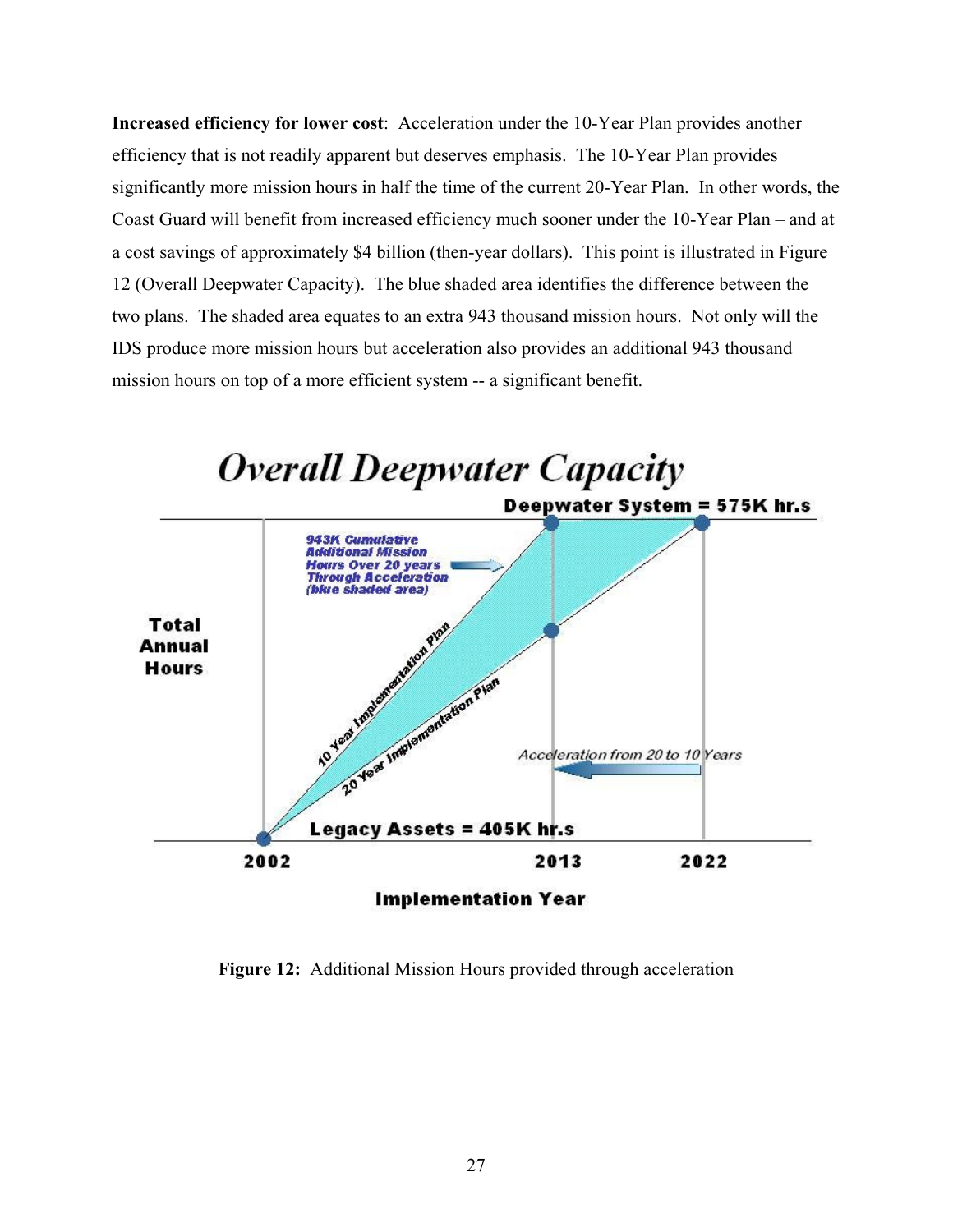**Increased efficiency for lower cost**: Acceleration under the 10-Year Plan provides another efficiency that is not readily apparent but deserves emphasis. The 10-Year Plan provides significantly more mission hours in half the time of the current 20-Year Plan. In other words, the Coast Guard will benefit from increased efficiency much sooner under the 10-Year Plan – and at a cost savings of approximately $4 billion (then-year dollars). This point is illustrated in Figure 12 (Overall Deepwater Capacity). The blue shaded area identifies the difference between the two plans. The shaded area equates to an extra 943 thousand mission hours. Not only will the IDS produce more mission hours but acceleration also provides an additional 943 thousand mission hours on top of a more efficient system -- a significant benefit.

**Figure 12:** Additional Mission Hours provided through acceleration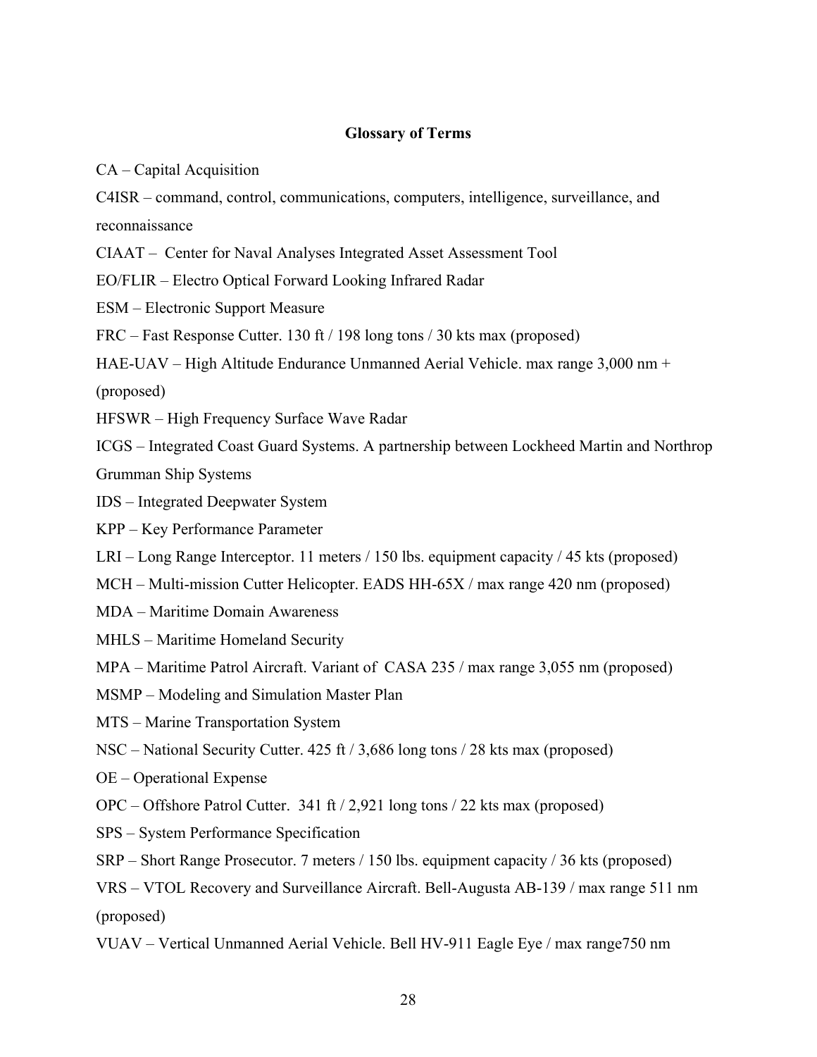## Glossary of Terms

CA – Capital Acquisition

C4ISR – command, control, communications, computers, intelligence, surveillance, and reconnaissance

CIAAT – Center for Naval Analyses Integrated Asset Assessment Tool

EO/FLIR – Electro Optical Forward Looking Infrared Radar

ESM – Electronic Support Measure

FRC – Fast Response Cutter. 130 ft / 198 long tons / 30 kts max (proposed)

HAE-UAV – High Altitude Endurance Unmanned Aerial Vehicle. max range 3,000 nm + (proposed)

HFSWR – High Frequency Surface Wave Radar

ICGS – Integrated Coast Guard Systems. A partnership between Lockheed Martin and Northrop Grumman Ship Systems

IDS – Integrated Deepwater System

KPP – Key Performance Parameter

LRI – Long Range Interceptor. 11 meters / 150 lbs. equipment capacity / 45 kts (proposed)

MCH – Multi-mission Cutter Helicopter. EADS HH-65X / max range 420 nm (proposed)

MDA – Maritime Domain Awareness

MHLS – Maritime Homeland Security

MPA – Maritime Patrol Aircraft. Variant of CASA 235 / max range 3,055 nm (proposed)

MSMP – Modeling and Simulation Master Plan

MTS – Marine Transportation System

NSC – National Security Cutter. 425 ft / 3,686 long tons / 28 kts max (proposed)

OE – Operational Expense

OPC – Offshore Patrol Cutter. 341 ft / 2,921 long tons / 22 kts max (proposed)

SPS – System Performance Specification

SRP – Short Range Prosecutor. 7 meters / 150 lbs. equipment capacity / 36 kts (proposed)

VRS – VTOL Recovery and Surveillance Aircraft. Bell-Augusta AB-139 / max range 511 nm (proposed)

VUAV – Vertical Unmanned Aerial Vehicle. Bell HV-911 Eagle Eye / max range750 nm